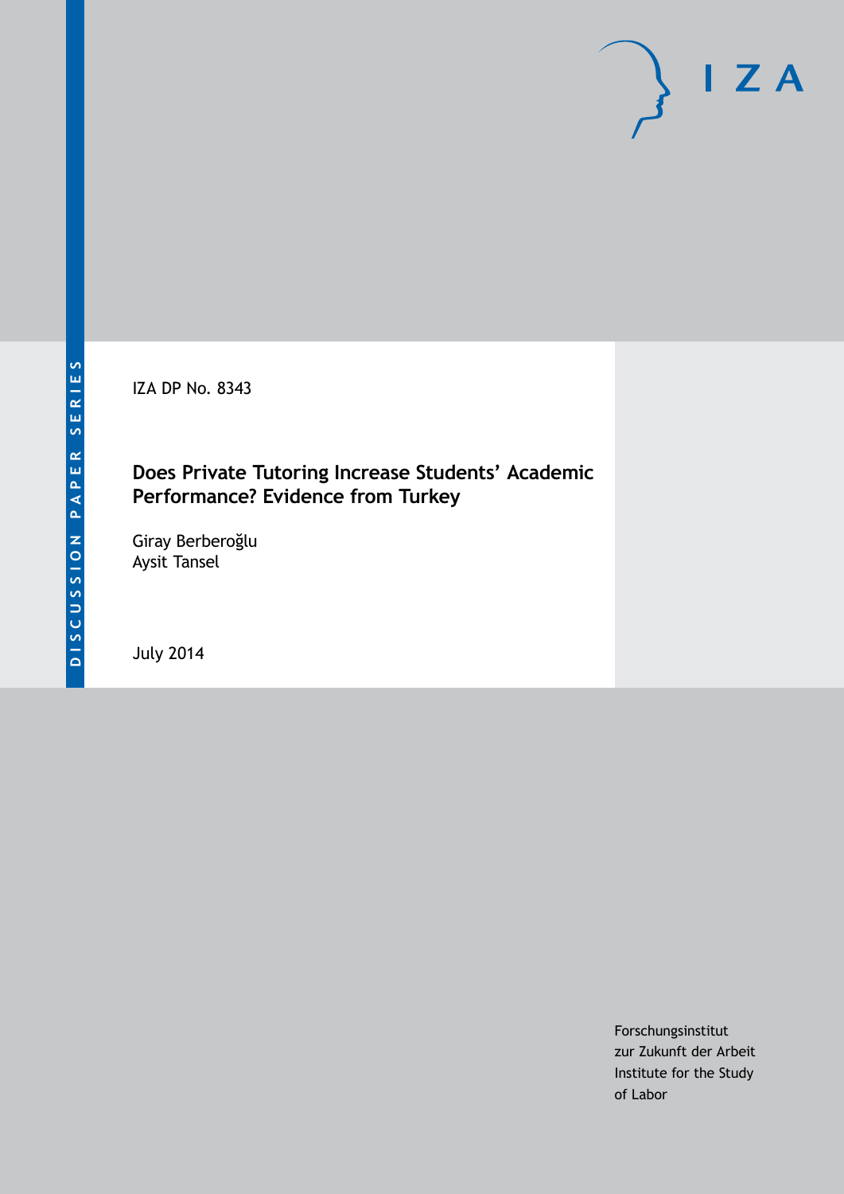DISCUSSION PAPER SERIES

IZA

IZA DP No. 8343

# Does Private Tutoring Increase Students' Academic Performance? Evidence from Turkey

Giray Berberoğlu
Aysit Tansel

July 2014

Forschungsinstitut
zur Zukunft der Arbeit
Institute for the Study
of Labor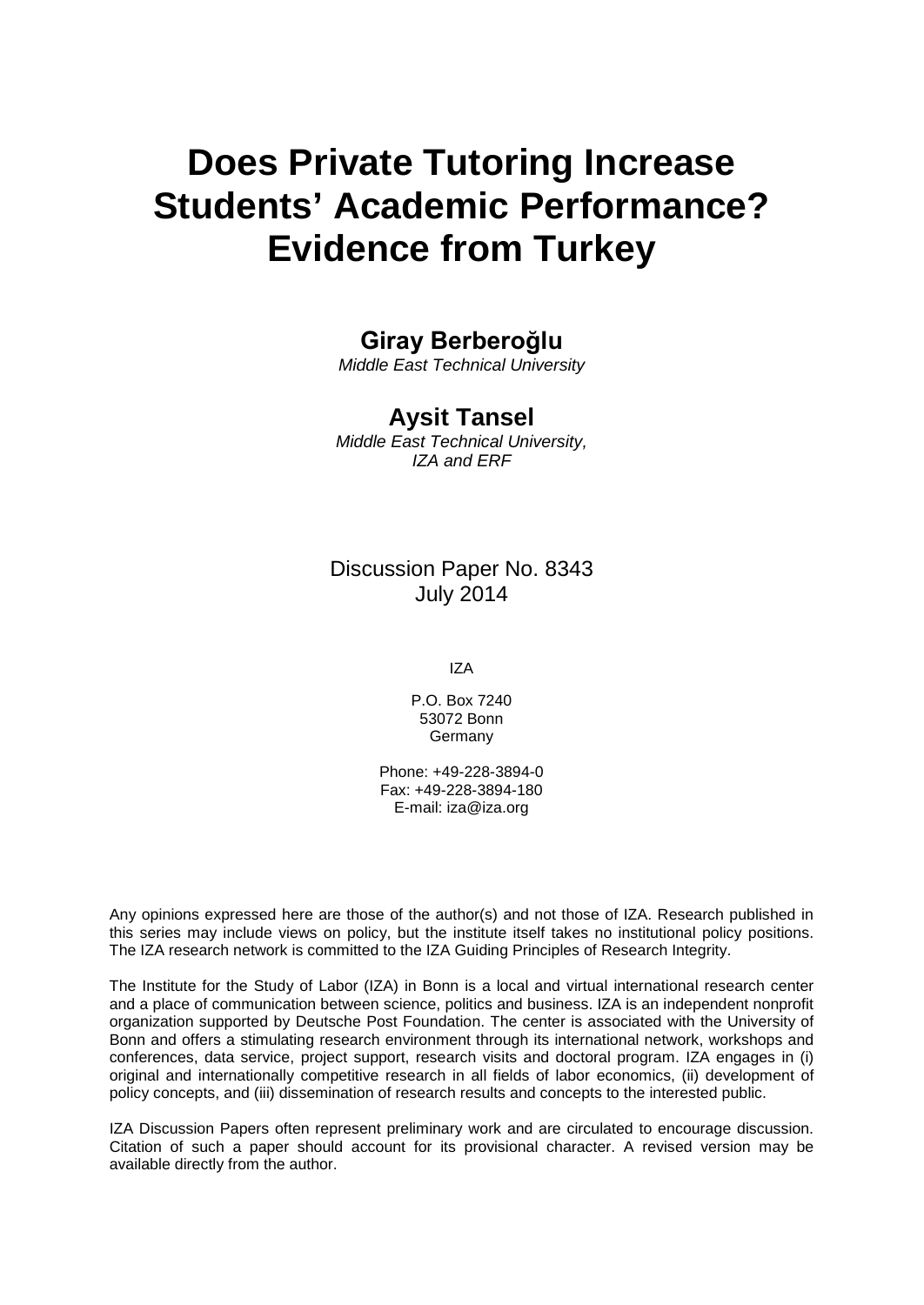# Does Private Tutoring Increase Students' Academic Performance? Evidence from Turkey

**Giray Berberoğlu**

*Middle East Technical University*

**Aysit Tansel**

*Middle East Technical University, IZA and ERF*

Discussion Paper No. 8343
July 2014

IZA

P.O. Box 7240
53072 Bonn
Germany

Phone: +49-228-3894-0
Fax: +49-228-3894-180
E-mail: iza@iza.org

Any opinions expressed here are those of the author(s) and not those of IZA. Research published in this series may include views on policy, but the institute itself takes no institutional policy positions. The IZA research network is committed to the IZA Guiding Principles of Research Integrity.

The Institute for the Study of Labor (IZA) in Bonn is a local and virtual international research center and a place of communication between science, politics and business. IZA is an independent nonprofit organization supported by Deutsche Post Foundation. The center is associated with the University of Bonn and offers a stimulating research environment through its international network, workshops and conferences, data service, project support, research visits and doctoral program. IZA engages in (i) original and internationally competitive research in all fields of labor economics, (ii) development of policy concepts, and (iii) dissemination of research results and concepts to the interested public.

IZA Discussion Papers often represent preliminary work and are circulated to encourage discussion. Citation of such a paper should account for its provisional character. A revised version may be available directly from the author.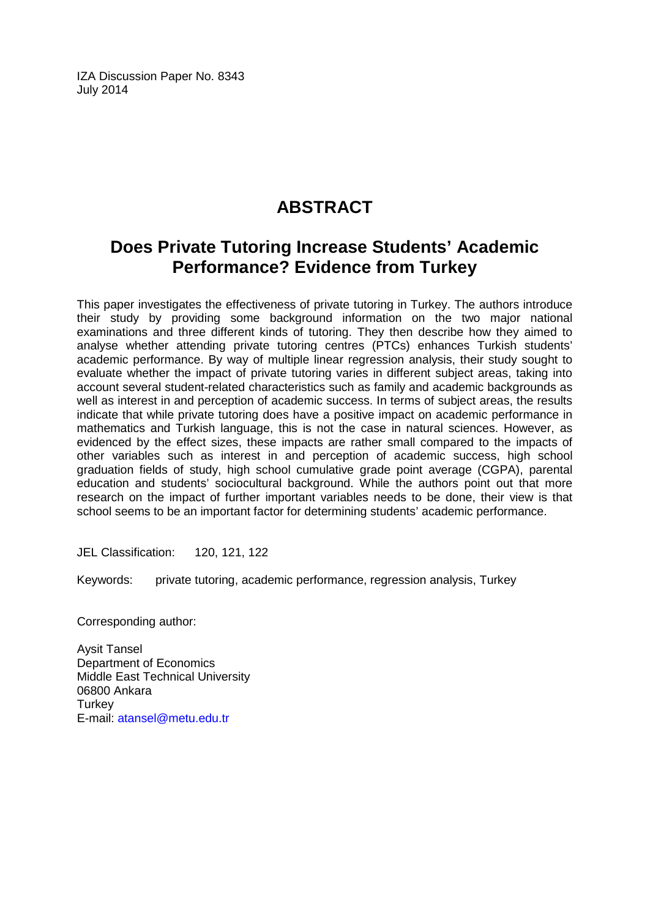IZA Discussion Paper No. 8343
July 2014

# ABSTRACT

## Does Private Tutoring Increase Students' Academic Performance? Evidence from Turkey

This paper investigates the effectiveness of private tutoring in Turkey. The authors introduce their study by providing some background information on the two major national examinations and three different kinds of tutoring. They then describe how they aimed to analyse whether attending private tutoring centres (PTCs) enhances Turkish students' academic performance. By way of multiple linear regression analysis, their study sought to evaluate whether the impact of private tutoring varies in different subject areas, taking into account several student-related characteristics such as family and academic backgrounds as well as interest in and perception of academic success. In terms of subject areas, the results indicate that while private tutoring does have a positive impact on academic performance in mathematics and Turkish language, this is not the case in natural sciences. However, as evidenced by the effect sizes, these impacts are rather small compared to the impacts of other variables such as interest in and perception of academic success, high school graduation fields of study, high school cumulative grade point average (CGPA), parental education and students' sociocultural background. While the authors point out that more research on the impact of further important variables needs to be done, their view is that school seems to be an important factor for determining students' academic performance.

JEL Classification: 120, 121, 122

Keywords: private tutoring, academic performance, regression analysis, Turkey

Corresponding author:

Aysit Tansel
Department of Economics
Middle East Technical University
06800 Ankara
Turkey
E-mail: atansel@metu.edu.tr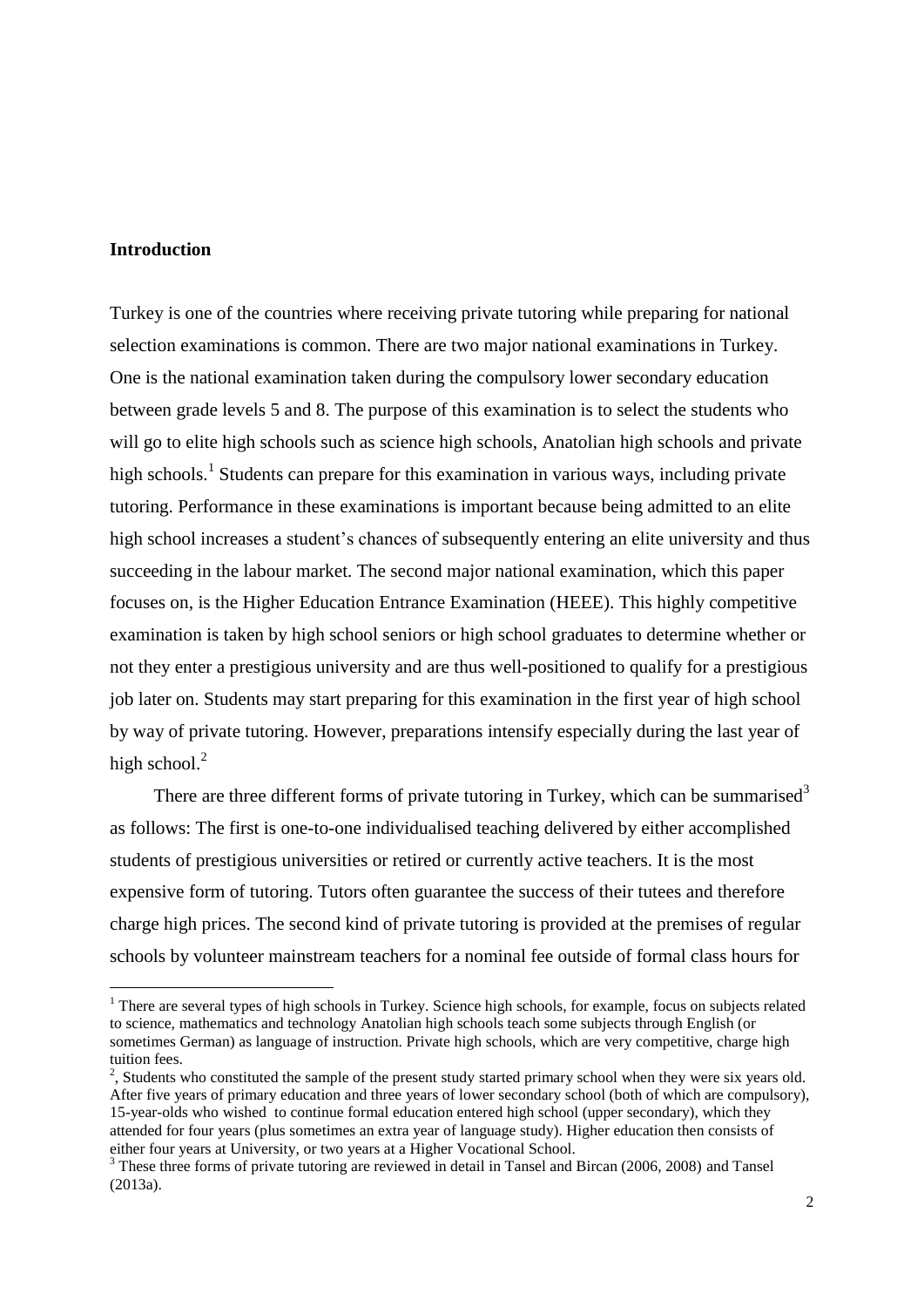## Introduction

Turkey is one of the countries where receiving private tutoring while preparing for national selection examinations is common. There are two major national examinations in Turkey. One is the national examination taken during the compulsory lower secondary education between grade levels 5 and 8. The purpose of this examination is to select the students who will go to elite high schools such as science high schools, Anatolian high schools and private high schools.[1] Students can prepare for this examination in various ways, including private tutoring. Performance in these examinations is important because being admitted to an elite high school increases a student's chances of subsequently entering an elite university and thus succeeding in the labour market. The second major national examination, which this paper focuses on, is the Higher Education Entrance Examination (HEEE). This highly competitive examination is taken by high school seniors or high school graduates to determine whether or not they enter a prestigious university and are thus well-positioned to qualify for a prestigious job later on. Students may start preparing for this examination in the first year of high school by way of private tutoring. However, preparations intensify especially during the last year of high school.[2]

There are three different forms of private tutoring in Turkey, which can be summarised[3] as follows: The first is one-to-one individualised teaching delivered by either accomplished students of prestigious universities or retired or currently active teachers. It is the most expensive form of tutoring. Tutors often guarantee the success of their tutees and therefore charge high prices. The second kind of private tutoring is provided at the premises of regular schools by volunteer mainstream teachers for a nominal fee outside of formal class hours for

[1] There are several types of high schools in Turkey. Science high schools, for example, focus on subjects related to science, mathematics and technology Anatolian high schools teach some subjects through English (or sometimes German) as language of instruction. Private high schools, which are very competitive, charge high tuition fees.

[2], Students who constituted the sample of the present study started primary school when they were six years old. After five years of primary education and three years of lower secondary school (both of which are compulsory), 15-year-olds who wished to continue formal education entered high school (upper secondary), which they attended for four years (plus sometimes an extra year of language study). Higher education then consists of either four years at University, or two years at a Higher Vocational School.

[3] These three forms of private tutoring are reviewed in detail in Tansel and Bircan (2006, 2008) and Tansel (2013a).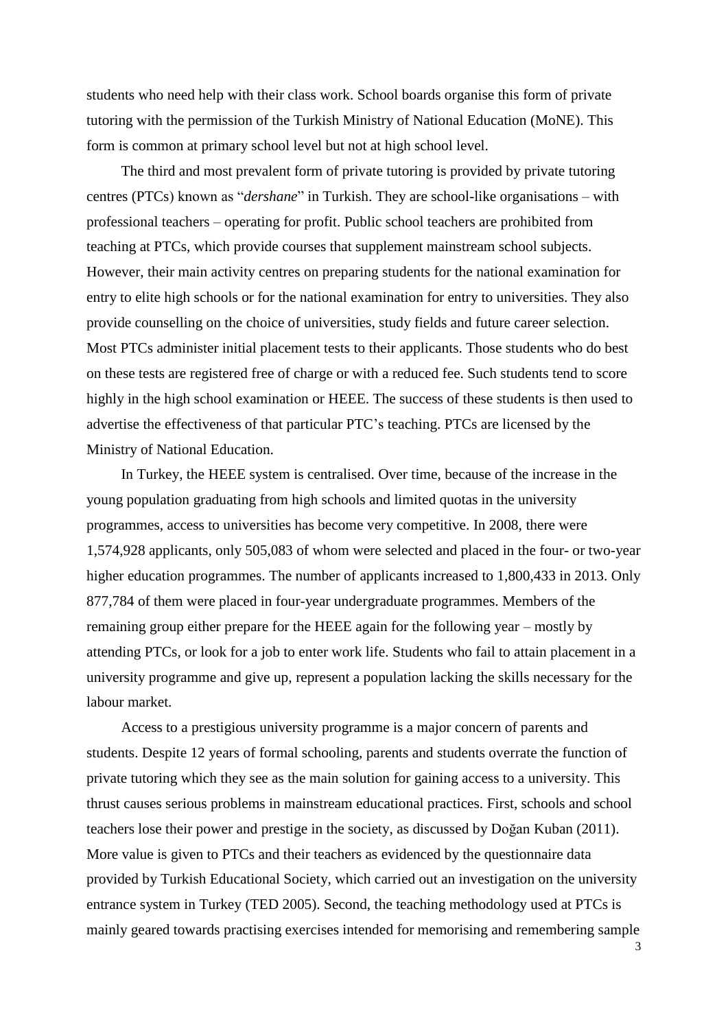students who need help with their class work. School boards organise this form of private tutoring with the permission of the Turkish Ministry of National Education (MoNE). This form is common at primary school level but not at high school level.

The third and most prevalent form of private tutoring is provided by private tutoring centres (PTCs) known as "*dershane*" in Turkish. They are school-like organisations – with professional teachers – operating for profit. Public school teachers are prohibited from teaching at PTCs, which provide courses that supplement mainstream school subjects. However, their main activity centres on preparing students for the national examination for entry to elite high schools or for the national examination for entry to universities. They also provide counselling on the choice of universities, study fields and future career selection. Most PTCs administer initial placement tests to their applicants. Those students who do best on these tests are registered free of charge or with a reduced fee. Such students tend to score highly in the high school examination or HEEE. The success of these students is then used to advertise the effectiveness of that particular PTC's teaching. PTCs are licensed by the Ministry of National Education.

In Turkey, the HEEE system is centralised. Over time, because of the increase in the young population graduating from high schools and limited quotas in the university programmes, access to universities has become very competitive. In 2008, there were 1,574,928 applicants, only 505,083 of whom were selected and placed in the four- or two-year higher education programmes. The number of applicants increased to 1,800,433 in 2013. Only 877,784 of them were placed in four-year undergraduate programmes. Members of the remaining group either prepare for the HEEE again for the following year – mostly by attending PTCs, or look for a job to enter work life. Students who fail to attain placement in a university programme and give up, represent a population lacking the skills necessary for the labour market.

Access to a prestigious university programme is a major concern of parents and students. Despite 12 years of formal schooling, parents and students overrate the function of private tutoring which they see as the main solution for gaining access to a university. This thrust causes serious problems in mainstream educational practices. First, schools and school teachers lose their power and prestige in the society, as discussed by Doğan Kuban (2011). More value is given to PTCs and their teachers as evidenced by the questionnaire data provided by Turkish Educational Society, which carried out an investigation on the university entrance system in Turkey (TED 2005). Second, the teaching methodology used at PTCs is mainly geared towards practising exercises intended for memorising and remembering sample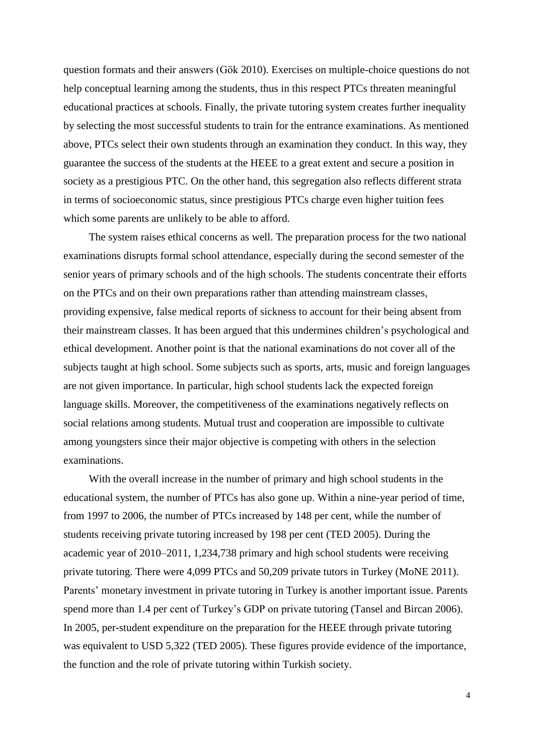question formats and their answers (Gök 2010). Exercises on multiple-choice questions do not help conceptual learning among the students, thus in this respect PTCs threaten meaningful educational practices at schools. Finally, the private tutoring system creates further inequality by selecting the most successful students to train for the entrance examinations. As mentioned above, PTCs select their own students through an examination they conduct. In this way, they guarantee the success of the students at the HEEE to a great extent and secure a position in society as a prestigious PTC. On the other hand, this segregation also reflects different strata in terms of socioeconomic status, since prestigious PTCs charge even higher tuition fees which some parents are unlikely to be able to afford.

The system raises ethical concerns as well. The preparation process for the two national examinations disrupts formal school attendance, especially during the second semester of the senior years of primary schools and of the high schools. The students concentrate their efforts on the PTCs and on their own preparations rather than attending mainstream classes, providing expensive, false medical reports of sickness to account for their being absent from their mainstream classes. It has been argued that this undermines children's psychological and ethical development. Another point is that the national examinations do not cover all of the subjects taught at high school. Some subjects such as sports, arts, music and foreign languages are not given importance. In particular, high school students lack the expected foreign language skills. Moreover, the competitiveness of the examinations negatively reflects on social relations among students. Mutual trust and cooperation are impossible to cultivate among youngsters since their major objective is competing with others in the selection examinations.

With the overall increase in the number of primary and high school students in the educational system, the number of PTCs has also gone up. Within a nine-year period of time, from 1997 to 2006, the number of PTCs increased by 148 per cent, while the number of students receiving private tutoring increased by 198 per cent (TED 2005). During the academic year of 2010–2011, 1,234,738 primary and high school students were receiving private tutoring. There were 4,099 PTCs and 50,209 private tutors in Turkey (MoNE 2011). Parents' monetary investment in private tutoring in Turkey is another important issue. Parents spend more than 1.4 per cent of Turkey's GDP on private tutoring (Tansel and Bircan 2006). In 2005, per-student expenditure on the preparation for the HEEE through private tutoring was equivalent to USD 5,322 (TED 2005). These figures provide evidence of the importance, the function and the role of private tutoring within Turkish society.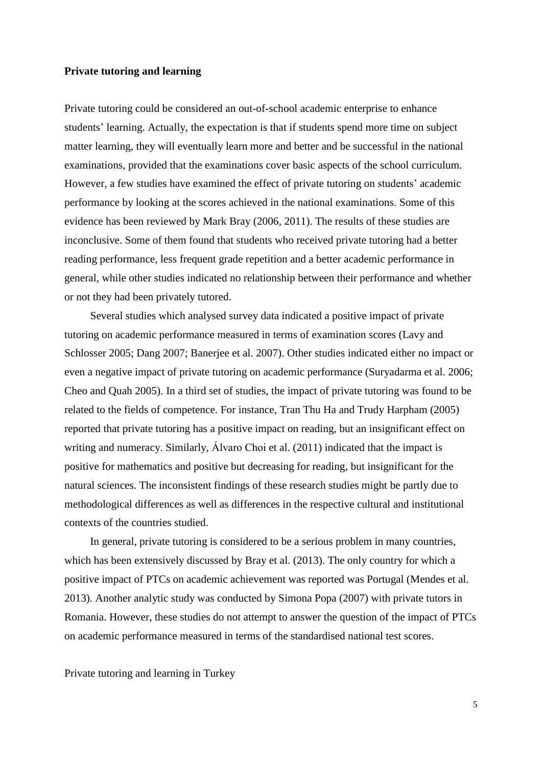**Private tutoring and learning**

Private tutoring could be considered an out-of-school academic enterprise to enhance students' learning. Actually, the expectation is that if students spend more time on subject matter learning, they will eventually learn more and better and be successful in the national examinations, provided that the examinations cover basic aspects of the school curriculum. However, a few studies have examined the effect of private tutoring on students' academic performance by looking at the scores achieved in the national examinations. Some of this evidence has been reviewed by Mark Bray (2006, 2011). The results of these studies are inconclusive. Some of them found that students who received private tutoring had a better reading performance, less frequent grade repetition and a better academic performance in general, while other studies indicated no relationship between their performance and whether or not they had been privately tutored.

Several studies which analysed survey data indicated a positive impact of private tutoring on academic performance measured in terms of examination scores (Lavy and Schlosser 2005; Dang 2007; Banerjee et al. 2007). Other studies indicated either no impact or even a negative impact of private tutoring on academic performance (Suryadarma et al. 2006; Cheo and Quah 2005). In a third set of studies, the impact of private tutoring was found to be related to the fields of competence. For instance, Tran Thu Ha and Trudy Harpham (2005) reported that private tutoring has a positive impact on reading, but an insignificant effect on writing and numeracy. Similarly, Álvaro Choi et al. (2011) indicated that the impact is positive for mathematics and positive but decreasing for reading, but insignificant for the natural sciences. The inconsistent findings of these research studies might be partly due to methodological differences as well as differences in the respective cultural and institutional contexts of the countries studied.

In general, private tutoring is considered to be a serious problem in many countries, which has been extensively discussed by Bray et al. (2013). The only country for which a positive impact of PTCs on academic achievement was reported was Portugal (Mendes et al. 2013). Another analytic study was conducted by Simona Popa (2007) with private tutors in Romania. However, these studies do not attempt to answer the question of the impact of PTCs on academic performance measured in terms of the standardised national test scores.

Private tutoring and learning in Turkey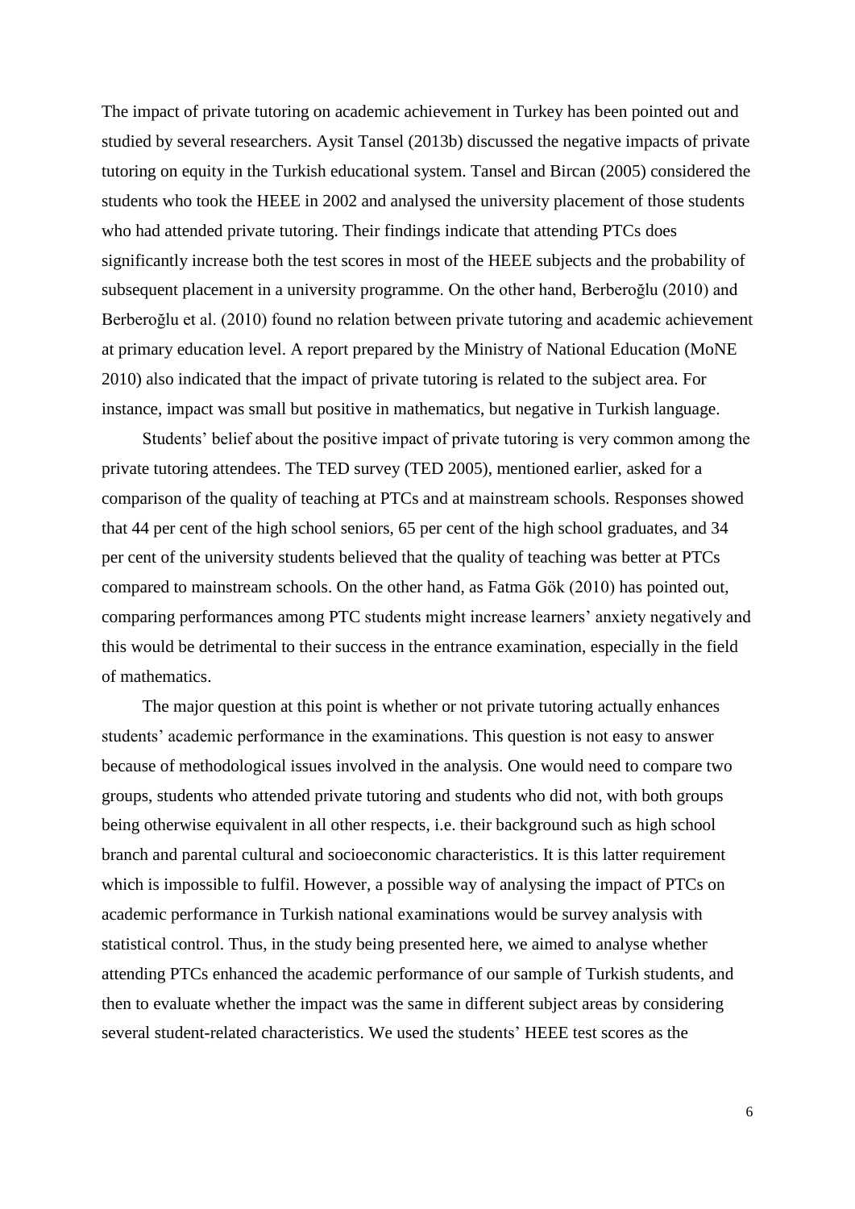The impact of private tutoring on academic achievement in Turkey has been pointed out and studied by several researchers. Aysit Tansel (2013b) discussed the negative impacts of private tutoring on equity in the Turkish educational system. Tansel and Bircan (2005) considered the students who took the HEEE in 2002 and analysed the university placement of those students who had attended private tutoring. Their findings indicate that attending PTCs does significantly increase both the test scores in most of the HEEE subjects and the probability of subsequent placement in a university programme. On the other hand, Berberoğlu (2010) and Berberoğlu et al. (2010) found no relation between private tutoring and academic achievement at primary education level. A report prepared by the Ministry of National Education (MoNE 2010) also indicated that the impact of private tutoring is related to the subject area. For instance, impact was small but positive in mathematics, but negative in Turkish language.

Students' belief about the positive impact of private tutoring is very common among the private tutoring attendees. The TED survey (TED 2005), mentioned earlier, asked for a comparison of the quality of teaching at PTCs and at mainstream schools. Responses showed that 44 per cent of the high school seniors, 65 per cent of the high school graduates, and 34 per cent of the university students believed that the quality of teaching was better at PTCs compared to mainstream schools. On the other hand, as Fatma Gök (2010) has pointed out, comparing performances among PTC students might increase learners' anxiety negatively and this would be detrimental to their success in the entrance examination, especially in the field of mathematics.

The major question at this point is whether or not private tutoring actually enhances students' academic performance in the examinations. This question is not easy to answer because of methodological issues involved in the analysis. One would need to compare two groups, students who attended private tutoring and students who did not, with both groups being otherwise equivalent in all other respects, i.e. their background such as high school branch and parental cultural and socioeconomic characteristics. It is this latter requirement which is impossible to fulfil. However, a possible way of analysing the impact of PTCs on academic performance in Turkish national examinations would be survey analysis with statistical control. Thus, in the study being presented here, we aimed to analyse whether attending PTCs enhanced the academic performance of our sample of Turkish students, and then to evaluate whether the impact was the same in different subject areas by considering several student-related characteristics. We used the students' HEEE test scores as the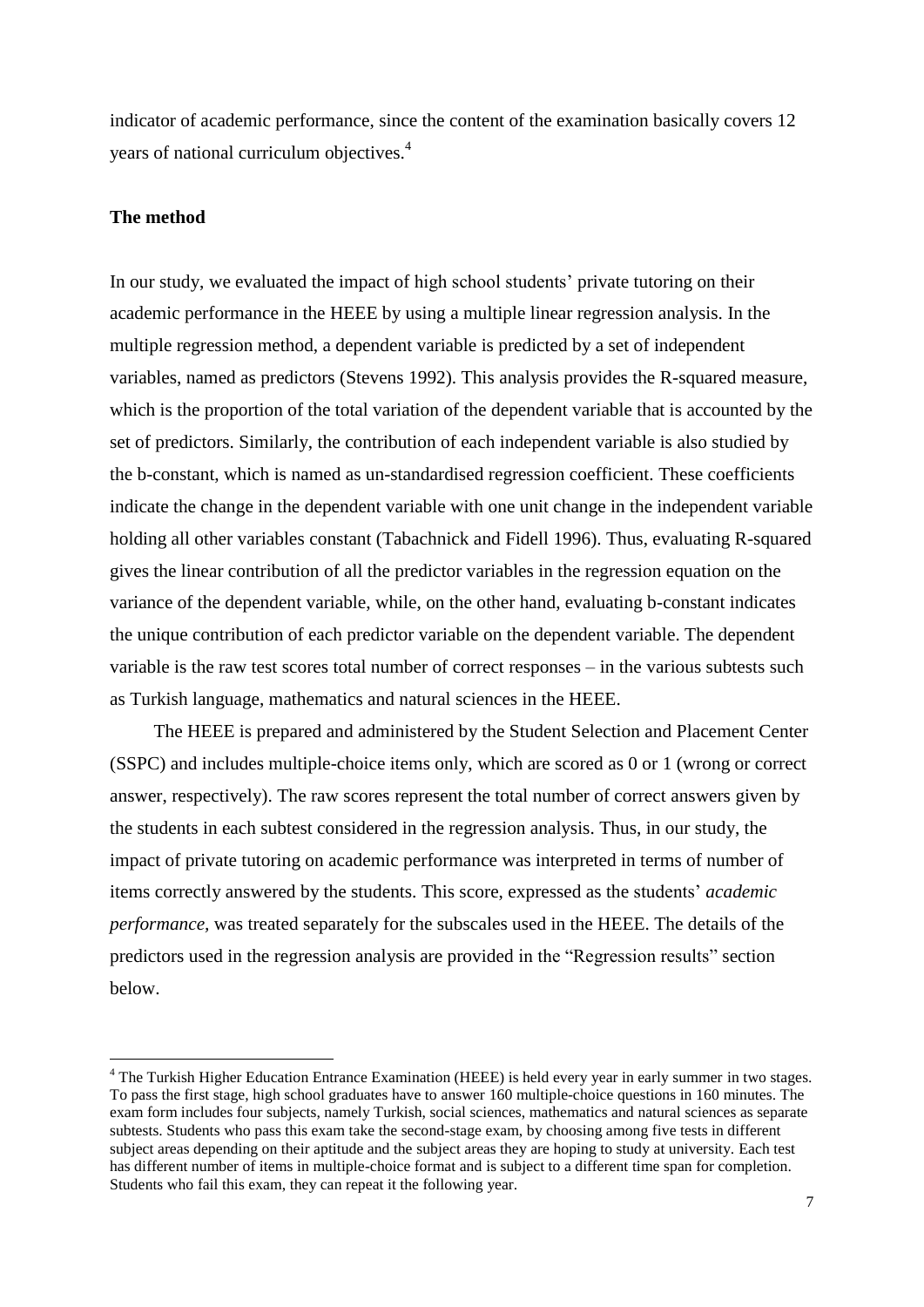indicator of academic performance, since the content of the examination basically covers 12 years of national curriculum objectives.[4]

## The method

In our study, we evaluated the impact of high school students' private tutoring on their academic performance in the HEEE by using a multiple linear regression analysis. In the multiple regression method, a dependent variable is predicted by a set of independent variables, named as predictors (Stevens 1992). This analysis provides the R-squared measure, which is the proportion of the total variation of the dependent variable that is accounted by the set of predictors. Similarly, the contribution of each independent variable is also studied by the b-constant, which is named as un-standardised regression coefficient. These coefficients indicate the change in the dependent variable with one unit change in the independent variable holding all other variables constant (Tabachnick and Fidell 1996). Thus, evaluating R-squared gives the linear contribution of all the predictor variables in the regression equation on the variance of the dependent variable, while, on the other hand, evaluating b-constant indicates the unique contribution of each predictor variable on the dependent variable. The dependent variable is the raw test scores total number of correct responses – in the various subtests such as Turkish language, mathematics and natural sciences in the HEEE.

The HEEE is prepared and administered by the Student Selection and Placement Center (SSPC) and includes multiple-choice items only, which are scored as 0 or 1 (wrong or correct answer, respectively). The raw scores represent the total number of correct answers given by the students in each subtest considered in the regression analysis. Thus, in our study, the impact of private tutoring on academic performance was interpreted in terms of number of items correctly answered by the students. This score, expressed as the students' *academic performance*, was treated separately for the subscales used in the HEEE. The details of the predictors used in the regression analysis are provided in the "Regression results" section below.

[4] The Turkish Higher Education Entrance Examination (HEEE) is held every year in early summer in two stages. To pass the first stage, high school graduates have to answer 160 multiple-choice questions in 160 minutes. The exam form includes four subjects, namely Turkish, social sciences, mathematics and natural sciences as separate subtests. Students who pass this exam take the second-stage exam, by choosing among five tests in different subject areas depending on their aptitude and the subject areas they are hoping to study at university. Each test has different number of items in multiple-choice format and is subject to a different time span for completion. Students who fail this exam, they can repeat it the following year.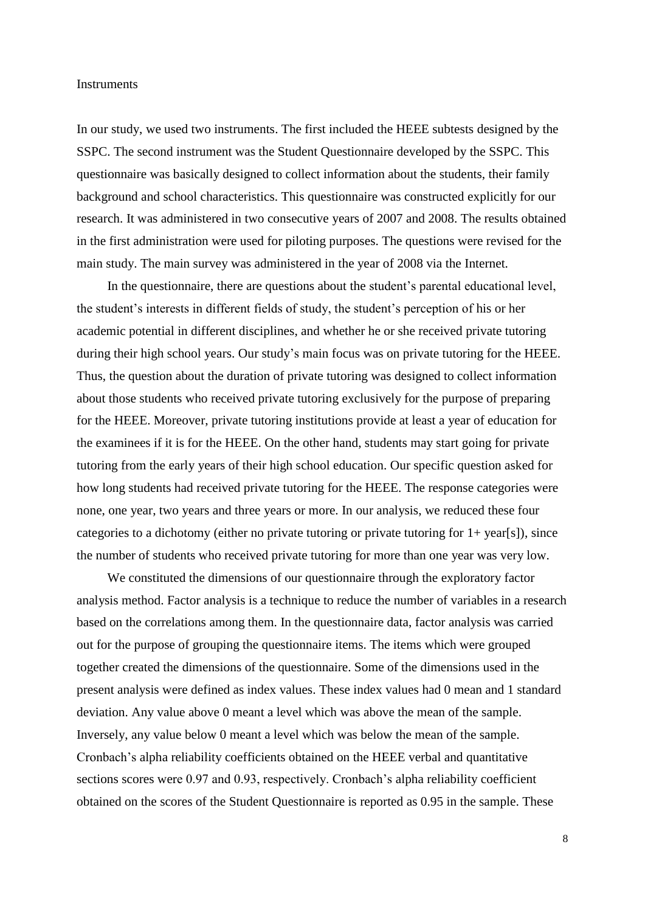Instruments

In our study, we used two instruments. The first included the HEEE subtests designed by the SSPC. The second instrument was the Student Questionnaire developed by the SSPC. This questionnaire was basically designed to collect information about the students, their family background and school characteristics. This questionnaire was constructed explicitly for our research. It was administered in two consecutive years of 2007 and 2008. The results obtained in the first administration were used for piloting purposes. The questions were revised for the main study. The main survey was administered in the year of 2008 via the Internet.

In the questionnaire, there are questions about the student's parental educational level, the student's interests in different fields of study, the student's perception of his or her academic potential in different disciplines, and whether he or she received private tutoring during their high school years. Our study's main focus was on private tutoring for the HEEE. Thus, the question about the duration of private tutoring was designed to collect information about those students who received private tutoring exclusively for the purpose of preparing for the HEEE. Moreover, private tutoring institutions provide at least a year of education for the examinees if it is for the HEEE. On the other hand, students may start going for private tutoring from the early years of their high school education. Our specific question asked for how long students had received private tutoring for the HEEE. The response categories were none, one year, two years and three years or more. In our analysis, we reduced these four categories to a dichotomy (either no private tutoring or private tutoring for 1+ year[s]), since the number of students who received private tutoring for more than one year was very low.

We constituted the dimensions of our questionnaire through the exploratory factor analysis method. Factor analysis is a technique to reduce the number of variables in a research based on the correlations among them. In the questionnaire data, factor analysis was carried out for the purpose of grouping the questionnaire items. The items which were grouped together created the dimensions of the questionnaire. Some of the dimensions used in the present analysis were defined as index values. These index values had 0 mean and 1 standard deviation. Any value above 0 meant a level which was above the mean of the sample. Inversely, any value below 0 meant a level which was below the mean of the sample. Cronbach's alpha reliability coefficients obtained on the HEEE verbal and quantitative sections scores were 0.97 and 0.93, respectively. Cronbach's alpha reliability coefficient obtained on the scores of the Student Questionnaire is reported as 0.95 in the sample. These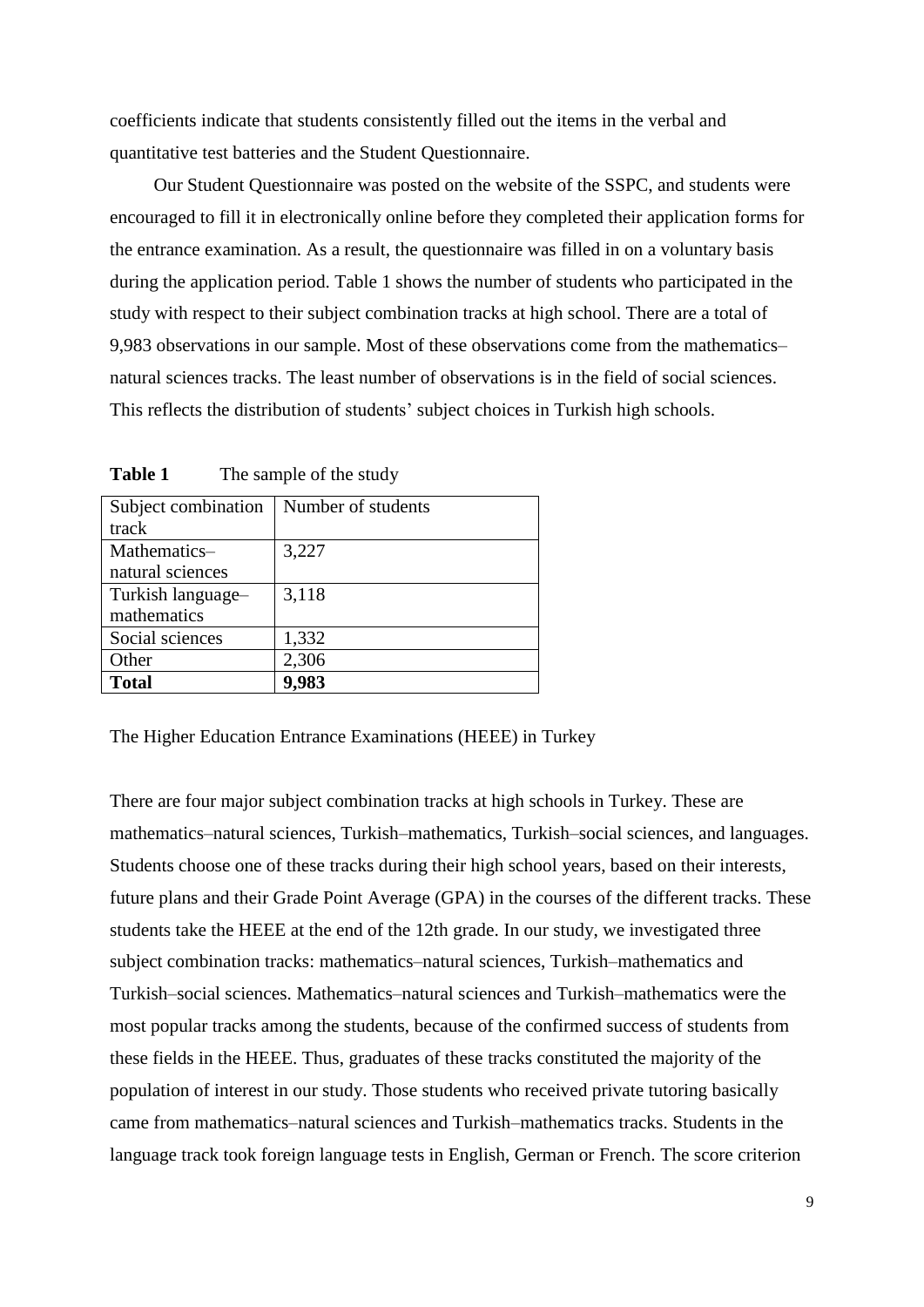coefficients indicate that students consistently filled out the items in the verbal and quantitative test batteries and the Student Questionnaire.

Our Student Questionnaire was posted on the website of the SSPC, and students were encouraged to fill it in electronically online before they completed their application forms for the entrance examination. As a result, the questionnaire was filled in on a voluntary basis during the application period. Table 1 shows the number of students who participated in the study with respect to their subject combination tracks at high school. There are a total of 9,983 observations in our sample. Most of these observations come from the mathematics–natural sciences tracks. The least number of observations is in the field of social sciences. This reflects the distribution of students' subject choices in Turkish high schools.

**Table 1** The sample of the study

| Subject combination track | Number of students |
|---|---|
| Mathematics–natural sciences | 3,227 |
| Turkish language–mathematics | 3,118 |
| Social sciences | 1,332 |
| Other | 2,306 |
| **Total** | **9,983** |

The Higher Education Entrance Examinations (HEEE) in Turkey

There are four major subject combination tracks at high schools in Turkey. These are mathematics–natural sciences, Turkish–mathematics, Turkish–social sciences, and languages. Students choose one of these tracks during their high school years, based on their interests, future plans and their Grade Point Average (GPA) in the courses of the different tracks. These students take the HEEE at the end of the 12th grade. In our study, we investigated three subject combination tracks: mathematics–natural sciences, Turkish–mathematics and Turkish–social sciences. Mathematics–natural sciences and Turkish–mathematics were the most popular tracks among the students, because of the confirmed success of students from these fields in the HEEE. Thus, graduates of these tracks constituted the majority of the population of interest in our study. Those students who received private tutoring basically came from mathematics–natural sciences and Turkish–mathematics tracks. Students in the language track took foreign language tests in English, German or French. The score criterion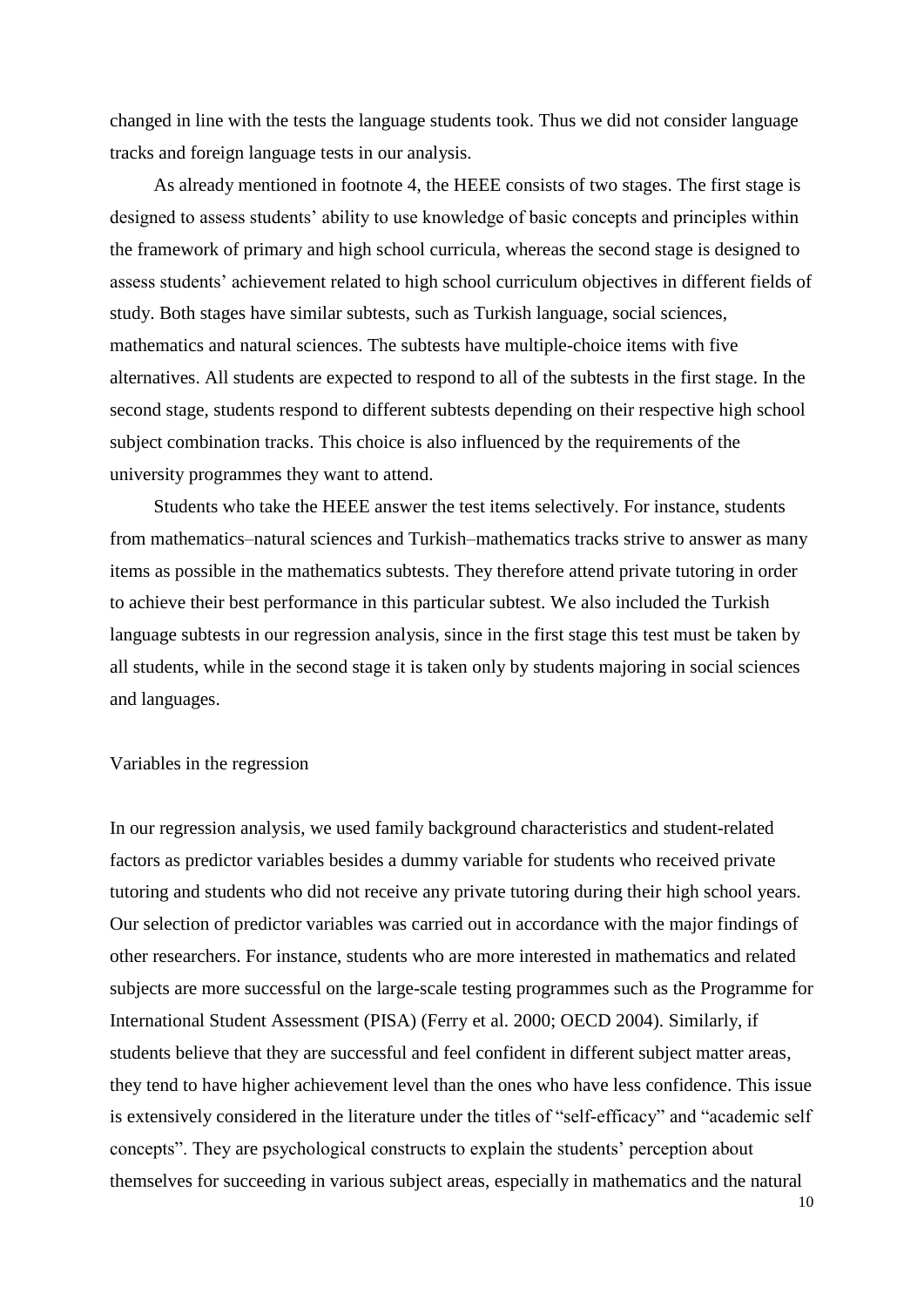changed in line with the tests the language students took. Thus we did not consider language tracks and foreign language tests in our analysis.

As already mentioned in footnote 4, the HEEE consists of two stages. The first stage is designed to assess students' ability to use knowledge of basic concepts and principles within the framework of primary and high school curricula, whereas the second stage is designed to assess students' achievement related to high school curriculum objectives in different fields of study. Both stages have similar subtests, such as Turkish language, social sciences, mathematics and natural sciences. The subtests have multiple-choice items with five alternatives. All students are expected to respond to all of the subtests in the first stage. In the second stage, students respond to different subtests depending on their respective high school subject combination tracks. This choice is also influenced by the requirements of the university programmes they want to attend.

Students who take the HEEE answer the test items selectively. For instance, students from mathematics–natural sciences and Turkish–mathematics tracks strive to answer as many items as possible in the mathematics subtests. They therefore attend private tutoring in order to achieve their best performance in this particular subtest. We also included the Turkish language subtests in our regression analysis, since in the first stage this test must be taken by all students, while in the second stage it is taken only by students majoring in social sciences and languages.

## Variables in the regression

In our regression analysis, we used family background characteristics and student-related factors as predictor variables besides a dummy variable for students who received private tutoring and students who did not receive any private tutoring during their high school years. Our selection of predictor variables was carried out in accordance with the major findings of other researchers. For instance, students who are more interested in mathematics and related subjects are more successful on the large-scale testing programmes such as the Programme for International Student Assessment (PISA) (Ferry et al. 2000; OECD 2004). Similarly, if students believe that they are successful and feel confident in different subject matter areas, they tend to have higher achievement level than the ones who have less confidence. This issue is extensively considered in the literature under the titles of "self-efficacy" and "academic self concepts". They are psychological constructs to explain the students' perception about themselves for succeeding in various subject areas, especially in mathematics and the natural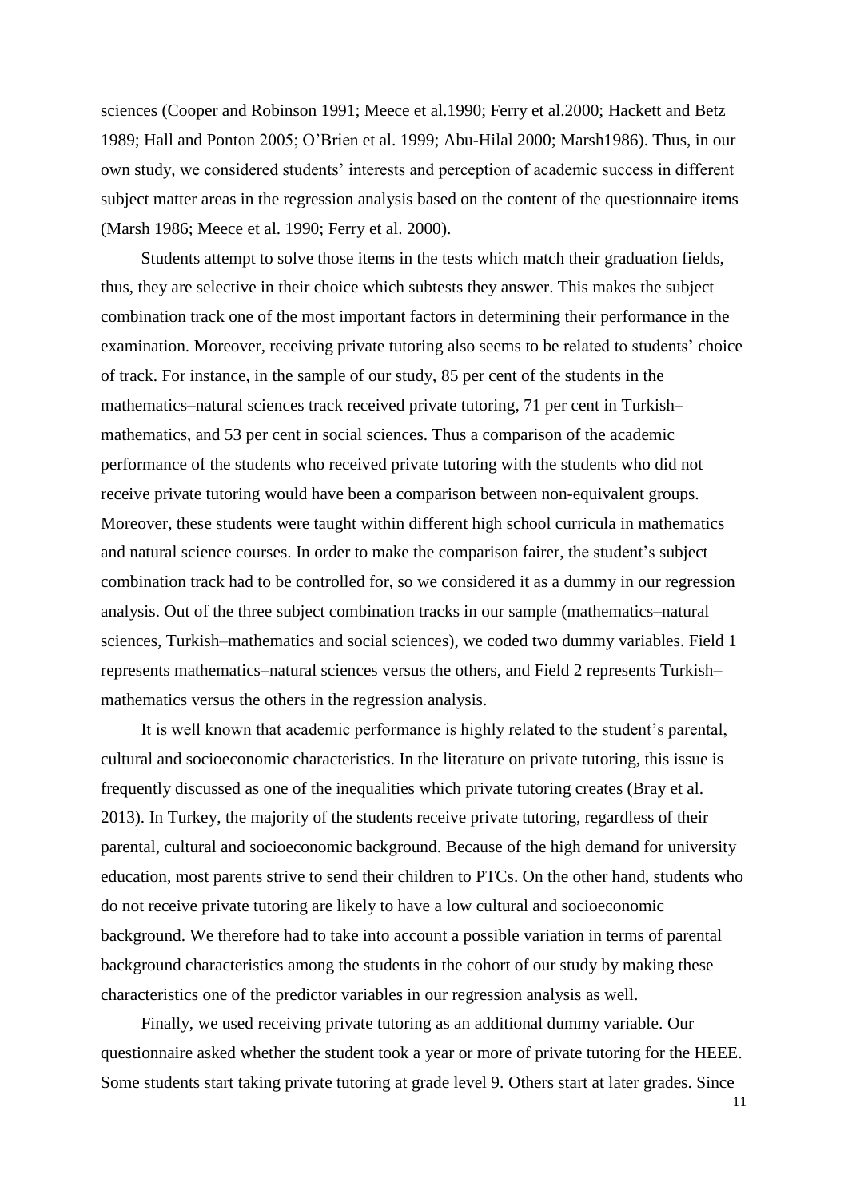sciences (Cooper and Robinson 1991; Meece et al.1990; Ferry et al.2000; Hackett and Betz 1989; Hall and Ponton 2005; O'Brien et al. 1999; Abu-Hilal 2000; Marsh1986). Thus, in our own study, we considered students' interests and perception of academic success in different subject matter areas in the regression analysis based on the content of the questionnaire items (Marsh 1986; Meece et al. 1990; Ferry et al. 2000).

Students attempt to solve those items in the tests which match their graduation fields, thus, they are selective in their choice which subtests they answer. This makes the subject combination track one of the most important factors in determining their performance in the examination. Moreover, receiving private tutoring also seems to be related to students' choice of track. For instance, in the sample of our study, 85 per cent of the students in the mathematics–natural sciences track received private tutoring, 71 per cent in Turkish–mathematics, and 53 per cent in social sciences. Thus a comparison of the academic performance of the students who received private tutoring with the students who did not receive private tutoring would have been a comparison between non-equivalent groups. Moreover, these students were taught within different high school curricula in mathematics and natural science courses. In order to make the comparison fairer, the student's subject combination track had to be controlled for, so we considered it as a dummy in our regression analysis. Out of the three subject combination tracks in our sample (mathematics–natural sciences, Turkish–mathematics and social sciences), we coded two dummy variables. Field 1 represents mathematics–natural sciences versus the others, and Field 2 represents Turkish–mathematics versus the others in the regression analysis.

It is well known that academic performance is highly related to the student's parental, cultural and socioeconomic characteristics. In the literature on private tutoring, this issue is frequently discussed as one of the inequalities which private tutoring creates (Bray et al. 2013). In Turkey, the majority of the students receive private tutoring, regardless of their parental, cultural and socioeconomic background. Because of the high demand for university education, most parents strive to send their children to PTCs. On the other hand, students who do not receive private tutoring are likely to have a low cultural and socioeconomic background. We therefore had to take into account a possible variation in terms of parental background characteristics among the students in the cohort of our study by making these characteristics one of the predictor variables in our regression analysis as well.

Finally, we used receiving private tutoring as an additional dummy variable. Our questionnaire asked whether the student took a year or more of private tutoring for the HEEE. Some students start taking private tutoring at grade level 9. Others start at later grades. Since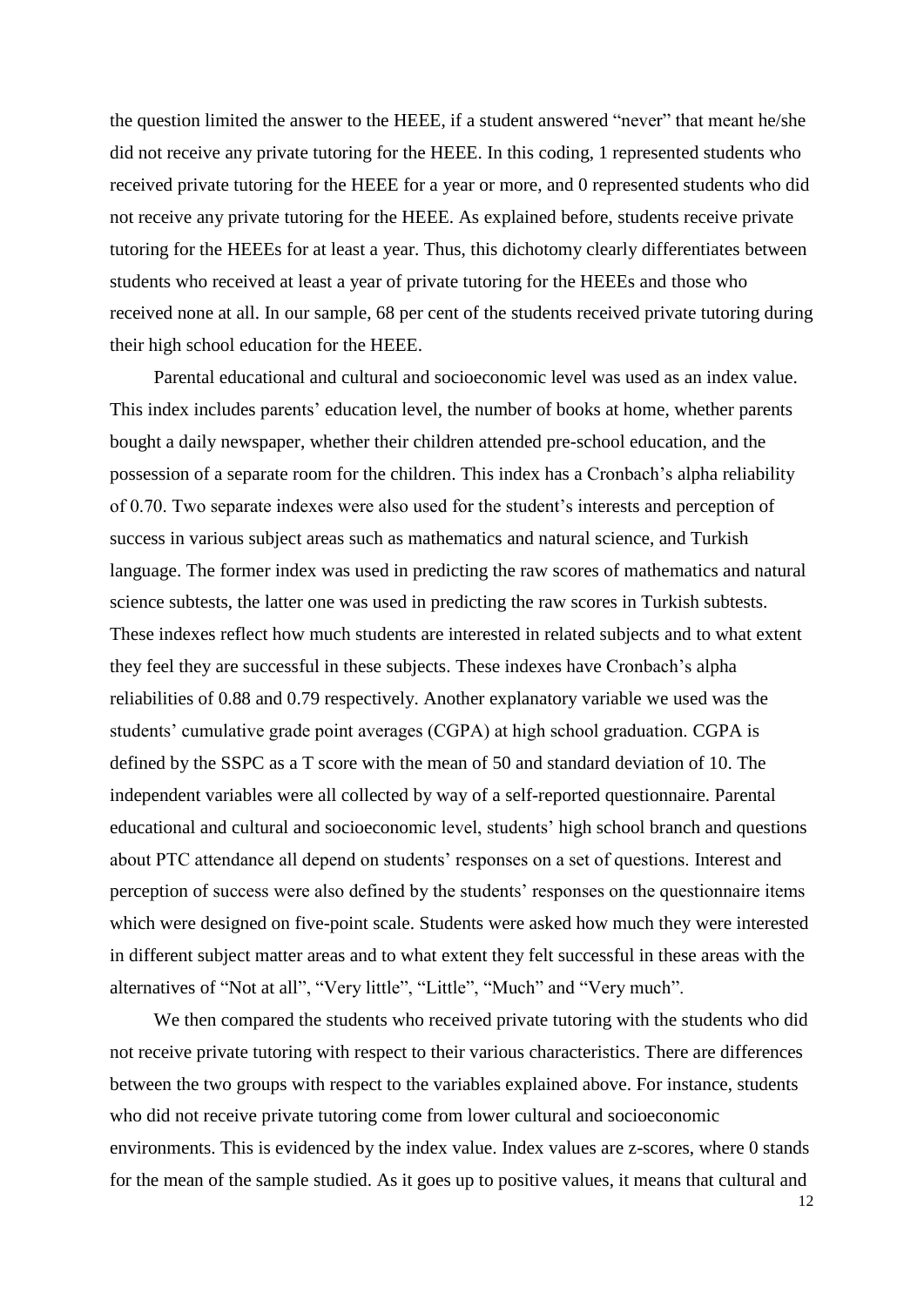the question limited the answer to the HEEE, if a student answered "never" that meant he/she did not receive any private tutoring for the HEEE. In this coding, 1 represented students who received private tutoring for the HEEE for a year or more, and 0 represented students who did not receive any private tutoring for the HEEE. As explained before, students receive private tutoring for the HEEEs for at least a year. Thus, this dichotomy clearly differentiates between students who received at least a year of private tutoring for the HEEEs and those who received none at all. In our sample, 68 per cent of the students received private tutoring during their high school education for the HEEE.

Parental educational and cultural and socioeconomic level was used as an index value. This index includes parents' education level, the number of books at home, whether parents bought a daily newspaper, whether their children attended pre-school education, and the possession of a separate room for the children. This index has a Cronbach's alpha reliability of 0.70. Two separate indexes were also used for the student's interests and perception of success in various subject areas such as mathematics and natural science, and Turkish language. The former index was used in predicting the raw scores of mathematics and natural science subtests, the latter one was used in predicting the raw scores in Turkish subtests. These indexes reflect how much students are interested in related subjects and to what extent they feel they are successful in these subjects. These indexes have Cronbach's alpha reliabilities of 0.88 and 0.79 respectively. Another explanatory variable we used was the students' cumulative grade point averages (CGPA) at high school graduation. CGPA is defined by the SSPC as a T score with the mean of 50 and standard deviation of 10. The independent variables were all collected by way of a self-reported questionnaire. Parental educational and cultural and socioeconomic level, students' high school branch and questions about PTC attendance all depend on students' responses on a set of questions. Interest and perception of success were also defined by the students' responses on the questionnaire items which were designed on five-point scale. Students were asked how much they were interested in different subject matter areas and to what extent they felt successful in these areas with the alternatives of "Not at all", "Very little", "Little", "Much" and "Very much".

We then compared the students who received private tutoring with the students who did not receive private tutoring with respect to their various characteristics. There are differences between the two groups with respect to the variables explained above. For instance, students who did not receive private tutoring come from lower cultural and socioeconomic environments. This is evidenced by the index value. Index values are z-scores, where 0 stands for the mean of the sample studied. As it goes up to positive values, it means that cultural and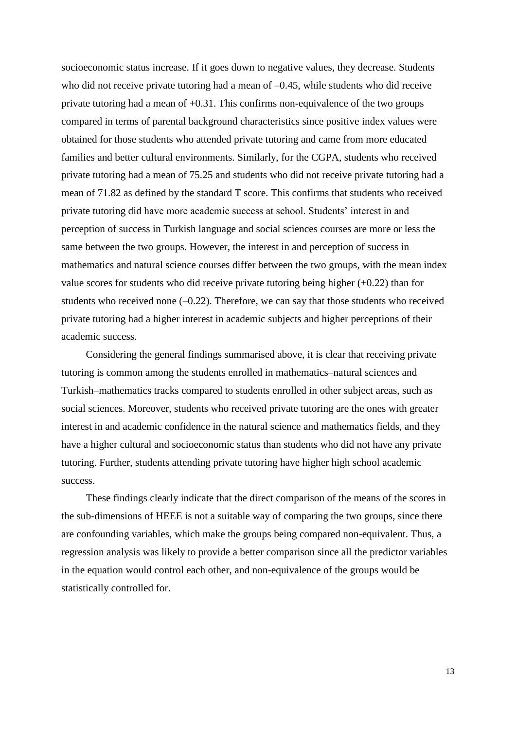socioeconomic status increase. If it goes down to negative values, they decrease. Students who did not receive private tutoring had a mean of –0.45, while students who did receive private tutoring had a mean of +0.31. This confirms non-equivalence of the two groups compared in terms of parental background characteristics since positive index values were obtained for those students who attended private tutoring and came from more educated families and better cultural environments. Similarly, for the CGPA, students who received private tutoring had a mean of 75.25 and students who did not receive private tutoring had a mean of 71.82 as defined by the standard T score. This confirms that students who received private tutoring did have more academic success at school. Students' interest in and perception of success in Turkish language and social sciences courses are more or less the same between the two groups. However, the interest in and perception of success in mathematics and natural science courses differ between the two groups, with the mean index value scores for students who did receive private tutoring being higher (+0.22) than for students who received none (–0.22). Therefore, we can say that those students who received private tutoring had a higher interest in academic subjects and higher perceptions of their academic success.

Considering the general findings summarised above, it is clear that receiving private tutoring is common among the students enrolled in mathematics–natural sciences and Turkish–mathematics tracks compared to students enrolled in other subject areas, such as social sciences. Moreover, students who received private tutoring are the ones with greater interest in and academic confidence in the natural science and mathematics fields, and they have a higher cultural and socioeconomic status than students who did not have any private tutoring. Further, students attending private tutoring have higher high school academic success.

These findings clearly indicate that the direct comparison of the means of the scores in the sub-dimensions of HEEE is not a suitable way of comparing the two groups, since there are confounding variables, which make the groups being compared non-equivalent. Thus, a regression analysis was likely to provide a better comparison since all the predictor variables in the equation would control each other, and non-equivalence of the groups would be statistically controlled for.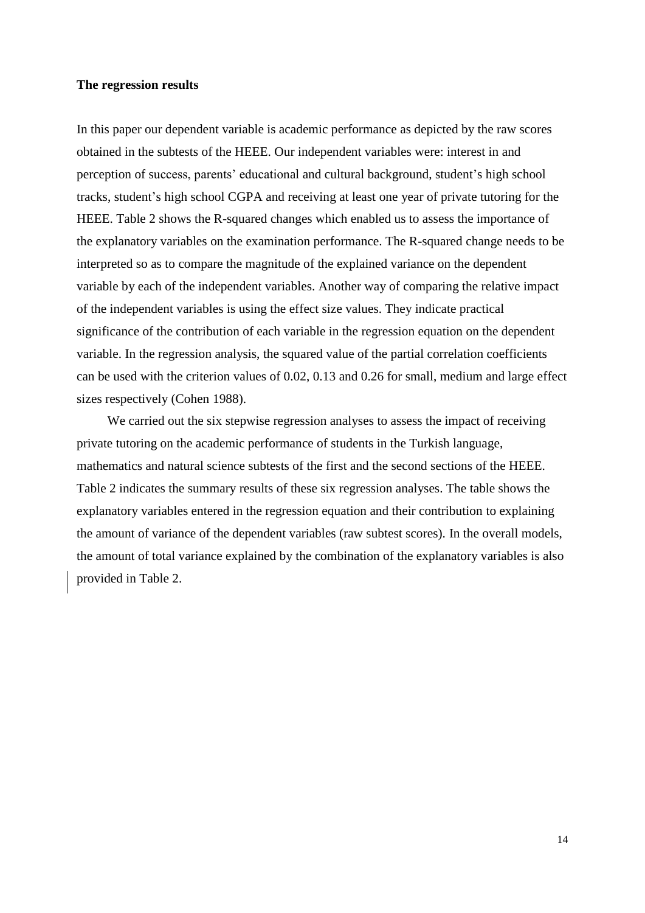## The regression results

In this paper our dependent variable is academic performance as depicted by the raw scores obtained in the subtests of the HEEE. Our independent variables were: interest in and perception of success, parents' educational and cultural background, student's high school tracks, student's high school CGPA and receiving at least one year of private tutoring for the HEEE. Table 2 shows the R-squared changes which enabled us to assess the importance of the explanatory variables on the examination performance. The R-squared change needs to be interpreted so as to compare the magnitude of the explained variance on the dependent variable by each of the independent variables. Another way of comparing the relative impact of the independent variables is using the effect size values. They indicate practical significance of the contribution of each variable in the regression equation on the dependent variable. In the regression analysis, the squared value of the partial correlation coefficients can be used with the criterion values of 0.02, 0.13 and 0.26 for small, medium and large effect sizes respectively (Cohen 1988).

We carried out the six stepwise regression analyses to assess the impact of receiving private tutoring on the academic performance of students in the Turkish language, mathematics and natural science subtests of the first and the second sections of the HEEE. Table 2 indicates the summary results of these six regression analyses. The table shows the explanatory variables entered in the regression equation and their contribution to explaining the amount of variance of the dependent variables (raw subtest scores). In the overall models, the amount of total variance explained by the combination of the explanatory variables is also provided in Table 2.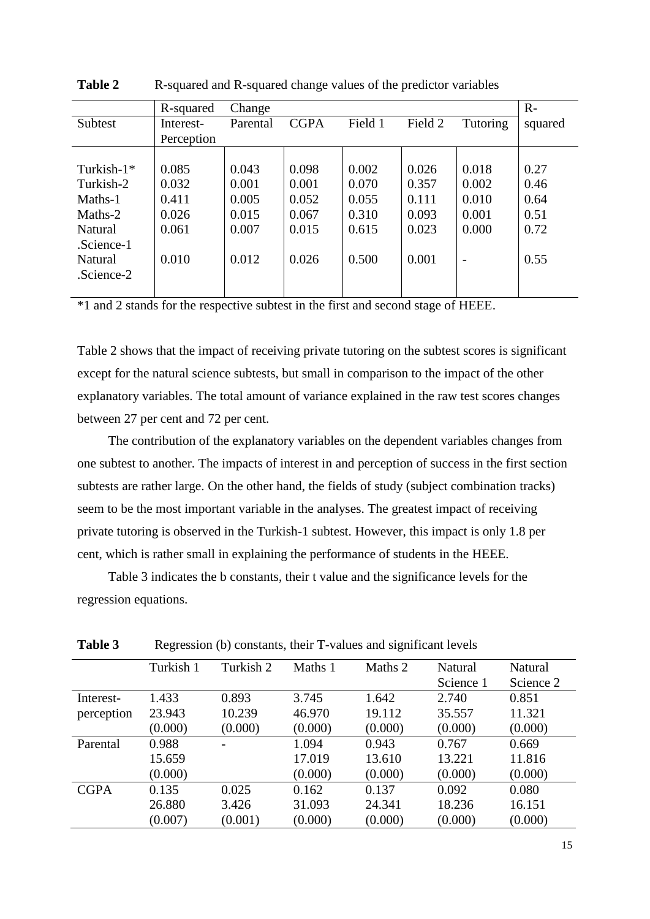**Table 2** R-squared and R-squared change values of the predictor variables

| | R-squared | Change | | | | | R- |
|---|---|---|---|---|---|---|---|
| Subtest | Interest-Perception | Parental | CGPA | Field 1 | Field 2 | Tutoring | squared |
| Turkish-1* | 0.085 | 0.043 | 0.098 | 0.002 | 0.026 | 0.018 | 0.27 |
| Turkish-2 | 0.032 | 0.001 | 0.001 | 0.070 | 0.357 | 0.002 | 0.46 |
| Maths-1 | 0.411 | 0.005 | 0.052 | 0.055 | 0.111 | 0.010 | 0.64 |
| Maths-2 | 0.026 | 0.015 | 0.067 | 0.310 | 0.093 | 0.001 | 0.51 |
| Natural .Science-1 | 0.061 | 0.007 | 0.015 | 0.615 | 0.023 | 0.000 | 0.72 |
| Natural .Science-2 | 0.010 | 0.012 | 0.026 | 0.500 | 0.001 | - | 0.55 |

*1 and 2 stands for the respective subtest in the first and second stage of HEEE.

Table 2 shows that the impact of receiving private tutoring on the subtest scores is significant except for the natural science subtests, but small in comparison to the impact of the other explanatory variables. The total amount of variance explained in the raw test scores changes between 27 per cent and 72 per cent.

The contribution of the explanatory variables on the dependent variables changes from one subtest to another. The impacts of interest in and perception of success in the first section subtests are rather large. On the other hand, the fields of study (subject combination tracks) seem to be the most important variable in the analyses. The greatest impact of receiving private tutoring is observed in the Turkish-1 subtest. However, this impact is only 1.8 per cent, which is rather small in explaining the performance of students in the HEEE.

Table 3 indicates the b constants, their t value and the significance levels for the regression equations.

**Table 3** Regression (b) constants, their T-values and significant levels

| | Turkish 1 | Turkish 2 | Maths 1 | Maths 2 | Natural Science 1 | Natural Science 2 |
|---|---|---|---|---|---|---|
| Interest-perception | 1.433<br>23.943<br>(0.000) | 0.893<br>10.239<br>(0.000) | 3.745<br>46.970<br>(0.000) | 1.642<br>19.112<br>(0.000) | 2.740<br>35.557<br>(0.000) | 0.851<br>11.321<br>(0.000) |
| Parental | 0.988<br>15.659<br>(0.000) | - | 1.094<br>17.019<br>(0.000) | 0.943<br>13.610<br>(0.000) | 0.767<br>13.221<br>(0.000) | 0.669<br>11.816<br>(0.000) |
| CGPA | 0.135<br>26.880<br>(0.007) | 0.025<br>3.426<br>(0.001) | 0.162<br>31.093<br>(0.000) | 0.137<br>24.341<br>(0.000) | 0.092<br>18.236<br>(0.000) | 0.080<br>16.151<br>(0.000) |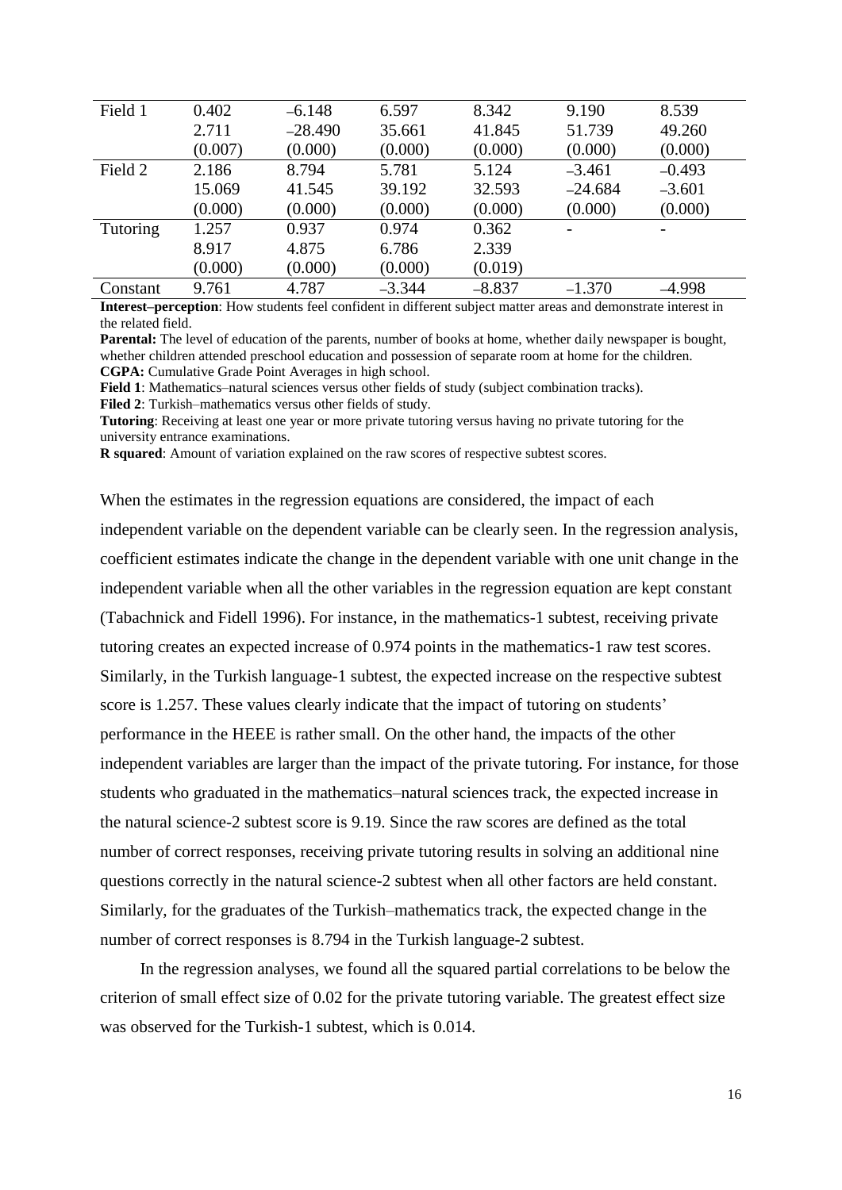| | | | | | | |
|---|---|---|---|---|---|---|
| Field 1 | 0.402 | –6.148 | 6.597 | 8.342 | 9.190 | 8.539 |
| | 2.711 | –28.490 | 35.661 | 41.845 | 51.739 | 49.260 |
| | (0.007) | (0.000) | (0.000) | (0.000) | (0.000) | (0.000) |
| Field 2 | 2.186 | 8.794 | 5.781 | 5.124 | –3.461 | –0.493 |
| | 15.069 | 41.545 | 39.192 | 32.593 | –24.684 | –3.601 |
| | (0.000) | (0.000) | (0.000) | (0.000) | (0.000) | (0.000) |
| Tutoring | 1.257 | 0.937 | 0.974 | 0.362 | - | - |
| | 8.917 | 4.875 | 6.786 | 2.339 | | |
| | (0.000) | (0.000) | (0.000) | (0.019) | | |
| Constant | 9.761 | 4.787 | –3.344 | –8.837 | –1.370 | –4.998 |

**Interest–perception**: How students feel confident in different subject matter areas and demonstrate interest in the related field.
**Parental:** The level of education of the parents, number of books at home, whether daily newspaper is bought, whether children attended preschool education and possession of separate room at home for the children.
**CGPA:** Cumulative Grade Point Averages in high school.
**Field 1**: Mathematics–natural sciences versus other fields of study (subject combination tracks).
**Filed 2**: Turkish–mathematics versus other fields of study.
**Tutoring**: Receiving at least one year or more private tutoring versus having no private tutoring for the university entrance examinations.
**R squared**: Amount of variation explained on the raw scores of respective subtest scores.

When the estimates in the regression equations are considered, the impact of each independent variable on the dependent variable can be clearly seen. In the regression analysis, coefficient estimates indicate the change in the dependent variable with one unit change in the independent variable when all the other variables in the regression equation are kept constant (Tabachnick and Fidell 1996). For instance, in the mathematics-1 subtest, receiving private tutoring creates an expected increase of 0.974 points in the mathematics-1 raw test scores. Similarly, in the Turkish language-1 subtest, the expected increase on the respective subtest score is 1.257. These values clearly indicate that the impact of tutoring on students' performance in the HEEE is rather small. On the other hand, the impacts of the other independent variables are larger than the impact of the private tutoring. For instance, for those students who graduated in the mathematics–natural sciences track, the expected increase in the natural science-2 subtest score is 9.19. Since the raw scores are defined as the total number of correct responses, receiving private tutoring results in solving an additional nine questions correctly in the natural science-2 subtest when all other factors are held constant. Similarly, for the graduates of the Turkish–mathematics track, the expected change in the number of correct responses is 8.794 in the Turkish language-2 subtest.

In the regression analyses, we found all the squared partial correlations to be below the criterion of small effect size of 0.02 for the private tutoring variable. The greatest effect size was observed for the Turkish-1 subtest, which is 0.014.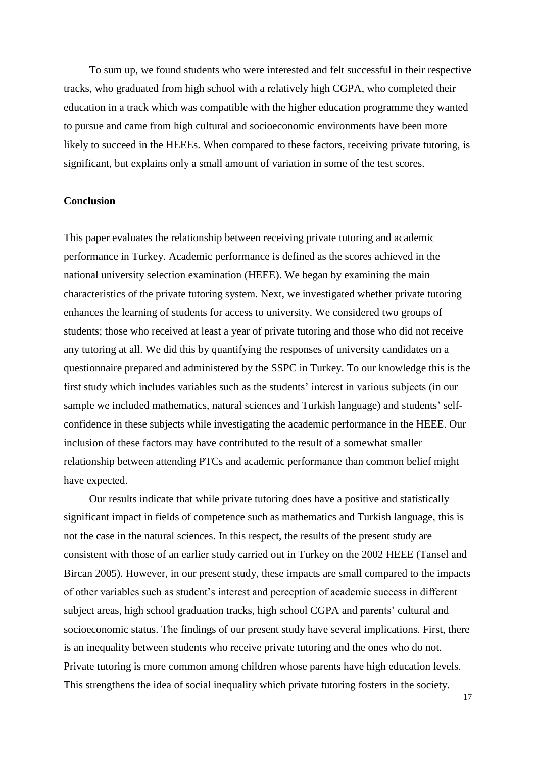To sum up, we found students who were interested and felt successful in their respective tracks, who graduated from high school with a relatively high CGPA, who completed their education in a track which was compatible with the higher education programme they wanted to pursue and came from high cultural and socioeconomic environments have been more likely to succeed in the HEEEs. When compared to these factors, receiving private tutoring, is significant, but explains only a small amount of variation in some of the test scores.

## Conclusion

This paper evaluates the relationship between receiving private tutoring and academic performance in Turkey. Academic performance is defined as the scores achieved in the national university selection examination (HEEE). We began by examining the main characteristics of the private tutoring system. Next, we investigated whether private tutoring enhances the learning of students for access to university. We considered two groups of students; those who received at least a year of private tutoring and those who did not receive any tutoring at all. We did this by quantifying the responses of university candidates on a questionnaire prepared and administered by the SSPC in Turkey. To our knowledge this is the first study which includes variables such as the students' interest in various subjects (in our sample we included mathematics, natural sciences and Turkish language) and students' self-confidence in these subjects while investigating the academic performance in the HEEE. Our inclusion of these factors may have contributed to the result of a somewhat smaller relationship between attending PTCs and academic performance than common belief might have expected.

Our results indicate that while private tutoring does have a positive and statistically significant impact in fields of competence such as mathematics and Turkish language, this is not the case in the natural sciences. In this respect, the results of the present study are consistent with those of an earlier study carried out in Turkey on the 2002 HEEE (Tansel and Bircan 2005). However, in our present study, these impacts are small compared to the impacts of other variables such as student's interest and perception of academic success in different subject areas, high school graduation tracks, high school CGPA and parents' cultural and socioeconomic status. The findings of our present study have several implications. First, there is an inequality between students who receive private tutoring and the ones who do not. Private tutoring is more common among children whose parents have high education levels. This strengthens the idea of social inequality which private tutoring fosters in the society.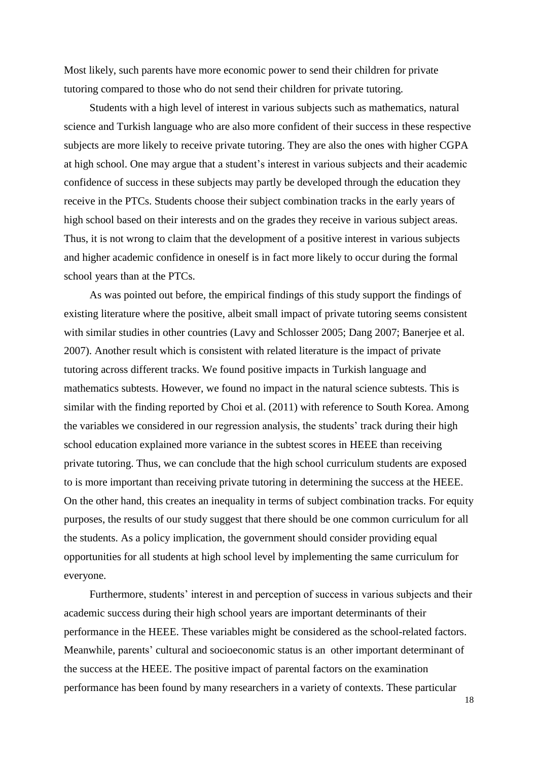Most likely, such parents have more economic power to send their children for private tutoring compared to those who do not send their children for private tutoring.

Students with a high level of interest in various subjects such as mathematics, natural science and Turkish language who are also more confident of their success in these respective subjects are more likely to receive private tutoring. They are also the ones with higher CGPA at high school. One may argue that a student's interest in various subjects and their academic confidence of success in these subjects may partly be developed through the education they receive in the PTCs. Students choose their subject combination tracks in the early years of high school based on their interests and on the grades they receive in various subject areas. Thus, it is not wrong to claim that the development of a positive interest in various subjects and higher academic confidence in oneself is in fact more likely to occur during the formal school years than at the PTCs.

As was pointed out before, the empirical findings of this study support the findings of existing literature where the positive, albeit small impact of private tutoring seems consistent with similar studies in other countries (Lavy and Schlosser 2005; Dang 2007; Banerjee et al. 2007). Another result which is consistent with related literature is the impact of private tutoring across different tracks. We found positive impacts in Turkish language and mathematics subtests. However, we found no impact in the natural science subtests. This is similar with the finding reported by Choi et al. (2011) with reference to South Korea. Among the variables we considered in our regression analysis, the students' track during their high school education explained more variance in the subtest scores in HEEE than receiving private tutoring. Thus, we can conclude that the high school curriculum students are exposed to is more important than receiving private tutoring in determining the success at the HEEE. On the other hand, this creates an inequality in terms of subject combination tracks. For equity purposes, the results of our study suggest that there should be one common curriculum for all the students. As a policy implication, the government should consider providing equal opportunities for all students at high school level by implementing the same curriculum for everyone.

Furthermore, students' interest in and perception of success in various subjects and their academic success during their high school years are important determinants of their performance in the HEEE. These variables might be considered as the school-related factors. Meanwhile, parents' cultural and socioeconomic status is an other important determinant of the success at the HEEE. The positive impact of parental factors on the examination performance has been found by many researchers in a variety of contexts. These particular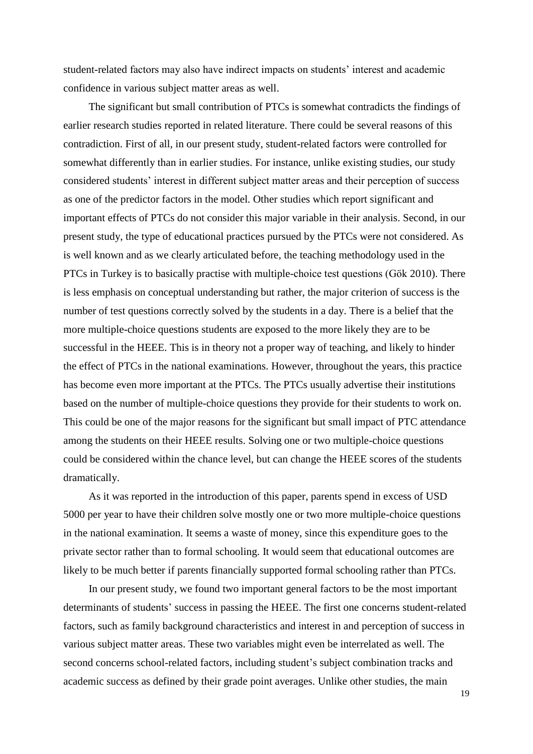student-related factors may also have indirect impacts on students' interest and academic confidence in various subject matter areas as well.

The significant but small contribution of PTCs is somewhat contradicts the findings of earlier research studies reported in related literature. There could be several reasons of this contradiction. First of all, in our present study, student-related factors were controlled for somewhat differently than in earlier studies. For instance, unlike existing studies, our study considered students' interest in different subject matter areas and their perception of success as one of the predictor factors in the model. Other studies which report significant and important effects of PTCs do not consider this major variable in their analysis. Second, in our present study, the type of educational practices pursued by the PTCs were not considered. As is well known and as we clearly articulated before, the teaching methodology used in the PTCs in Turkey is to basically practise with multiple-choice test questions (Gök 2010). There is less emphasis on conceptual understanding but rather, the major criterion of success is the number of test questions correctly solved by the students in a day. There is a belief that the more multiple-choice questions students are exposed to the more likely they are to be successful in the HEEE. This is in theory not a proper way of teaching, and likely to hinder the effect of PTCs in the national examinations. However, throughout the years, this practice has become even more important at the PTCs. The PTCs usually advertise their institutions based on the number of multiple-choice questions they provide for their students to work on. This could be one of the major reasons for the significant but small impact of PTC attendance among the students on their HEEE results. Solving one or two multiple-choice questions could be considered within the chance level, but can change the HEEE scores of the students dramatically.

As it was reported in the introduction of this paper, parents spend in excess of USD 5000 per year to have their children solve mostly one or two more multiple-choice questions in the national examination. It seems a waste of money, since this expenditure goes to the private sector rather than to formal schooling. It would seem that educational outcomes are likely to be much better if parents financially supported formal schooling rather than PTCs.

In our present study, we found two important general factors to be the most important determinants of students' success in passing the HEEE. The first one concerns student-related factors, such as family background characteristics and interest in and perception of success in various subject matter areas. These two variables might even be interrelated as well. The second concerns school-related factors, including student's subject combination tracks and academic success as defined by their grade point averages. Unlike other studies, the main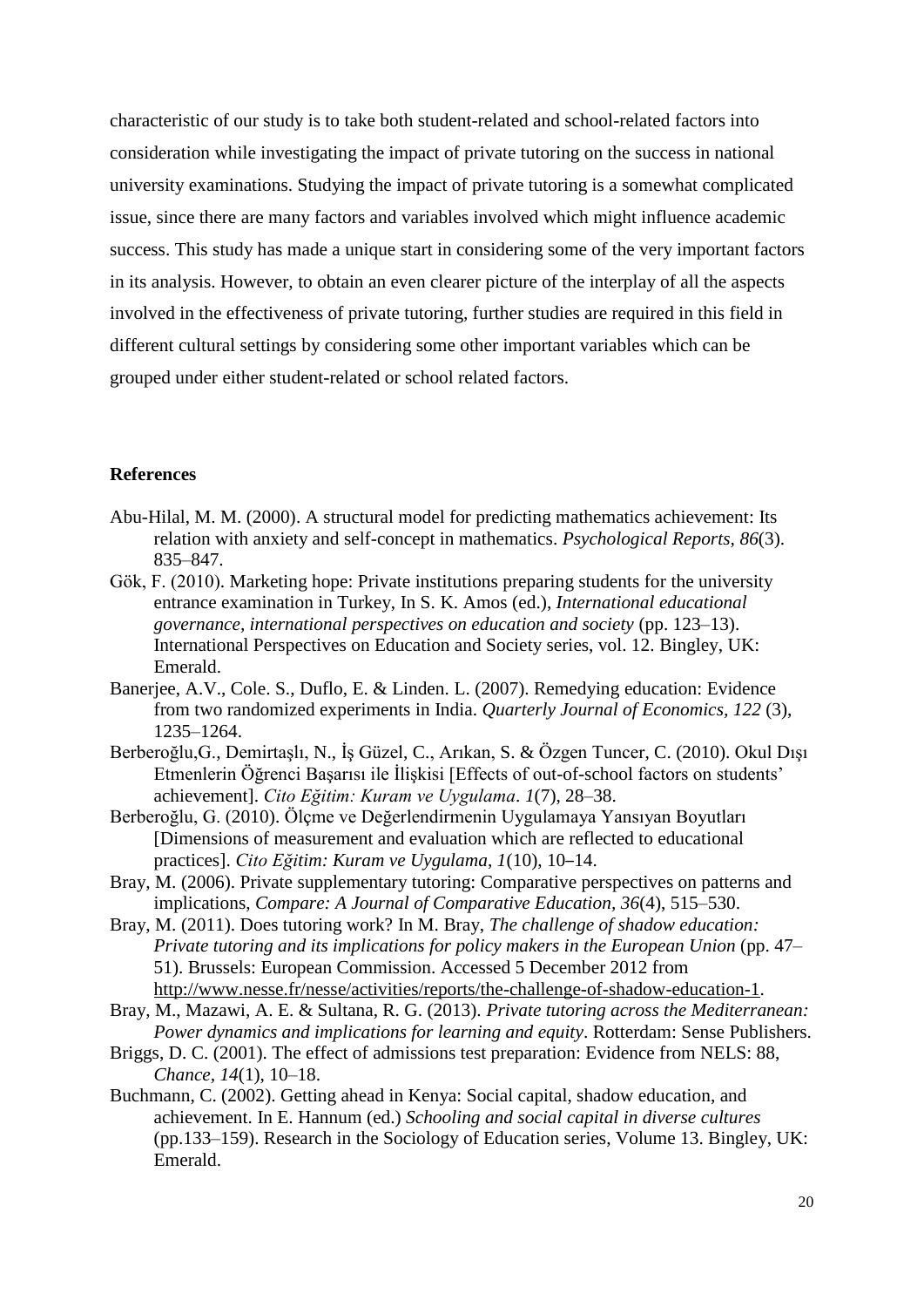characteristic of our study is to take both student-related and school-related factors into consideration while investigating the impact of private tutoring on the success in national university examinations. Studying the impact of private tutoring is a somewhat complicated issue, since there are many factors and variables involved which might influence academic success. This study has made a unique start in considering some of the very important factors in its analysis. However, to obtain an even clearer picture of the interplay of all the aspects involved in the effectiveness of private tutoring, further studies are required in this field in different cultural settings by considering some other important variables which can be grouped under either student-related or school related factors.

## References

Abu-Hilal, M. M. (2000). A structural model for predicting mathematics achievement: Its relation with anxiety and self-concept in mathematics. *Psychological Reports, 86*(3). 835–847.

Gök, F. (2010). Marketing hope: Private institutions preparing students for the university entrance examination in Turkey, In S. K. Amos (ed.), *International educational governance, international perspectives on education and society* (pp. 123–13). International Perspectives on Education and Society series, vol. 12. Bingley, UK: Emerald.

Banerjee, A.V., Cole. S., Duflo, E. & Linden. L. (2007). Remedying education: Evidence from two randomized experiments in India. *Quarterly Journal of Economics, 122* (3), 1235–1264.

Berberoğlu,G., Demirtaşlı, N., İş Güzel, C., Arıkan, S. & Özgen Tuncer, C. (2010). Okul Dışı Etmenlerin Öğrenci Başarısı ile İlişkisi [Effects of out-of-school factors on students' achievement]. *Cito Eğitim: Kuram ve Uygulama*. *1*(7), 28–38.

Berberoğlu, G. (2010). Ölçme ve Değerlendirmenin Uygulamaya Yansıyan Boyutları [Dimensions of measurement and evaluation which are reflected to educational practices]. *Cito Eğitim: Kuram ve Uygulama*, *1*(10), 10–14.

Bray, M. (2006). Private supplementary tutoring: Comparative perspectives on patterns and implications, *Compare: A Journal of Comparative Education, 36*(4), 515–530.

Bray, M. (2011). Does tutoring work? In M. Bray, *The challenge of shadow education: Private tutoring and its implications for policy makers in the European Union* (pp. 47–51). Brussels: European Commission. Accessed 5 December 2012 from http://www.nesse.fr/nesse/activities/reports/the-challenge-of-shadow-education-1.

Bray, M., Mazawi, A. E. & Sultana, R. G. (2013). *Private tutoring across the Mediterranean: Power dynamics and implications for learning and equity*. Rotterdam: Sense Publishers.

Briggs, D. C. (2001). The effect of admissions test preparation: Evidence from NELS: 88, *Chance, 14*(1), 10–18.

Buchmann, C. (2002). Getting ahead in Kenya: Social capital, shadow education, and achievement. In E. Hannum (ed.) *Schooling and social capital in diverse cultures* (pp.133–159). Research in the Sociology of Education series, Volume 13. Bingley, UK: Emerald.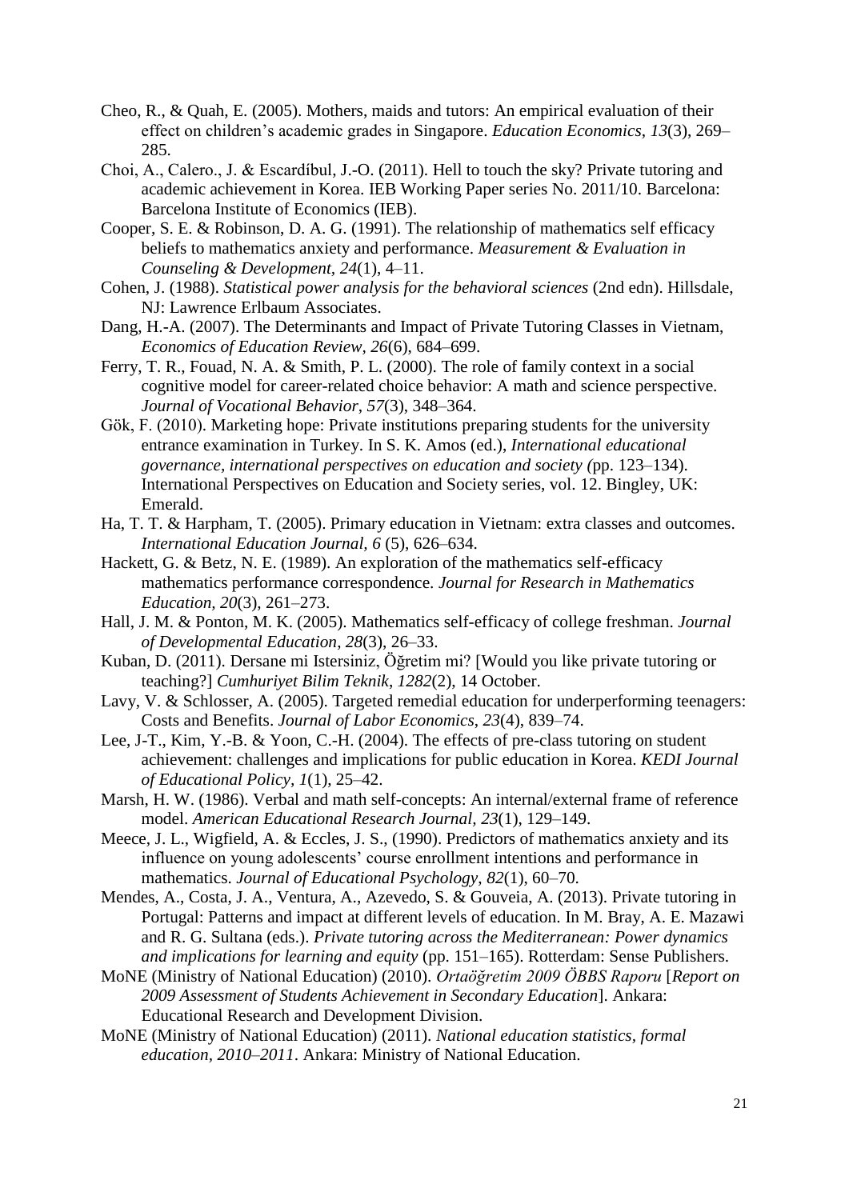Cheo, R., & Quah, E. (2005). Mothers, maids and tutors: An empirical evaluation of their effect on children's academic grades in Singapore. *Education Economics*, *13*(3), 269–285.

Choi, A., Calero., J. & Escardíbul, J.-O. (2011). Hell to touch the sky? Private tutoring and academic achievement in Korea. IEB Working Paper series No. 2011/10. Barcelona: Barcelona Institute of Economics (IEB).

Cooper, S. E. & Robinson, D. A. G. (1991). The relationship of mathematics self efficacy beliefs to mathematics anxiety and performance. *Measurement & Evaluation in Counseling & Development*, *24*(1), 4–11.

Cohen, J. (1988). *Statistical power analysis for the behavioral sciences* (2nd edn). Hillsdale, NJ: Lawrence Erlbaum Associates.

Dang, H.-A. (2007). The Determinants and Impact of Private Tutoring Classes in Vietnam, *Economics of Education Review, 26*(6), 684–699.

Ferry, T. R., Fouad, N. A. & Smith, P. L. (2000). The role of family context in a social cognitive model for career-related choice behavior: A math and science perspective. *Journal of Vocational Behavior*, *57*(3), 348–364.

Gök, F. (2010). Marketing hope: Private institutions preparing students for the university entrance examination in Turkey. In S. K. Amos (ed.), *International educational governance, international perspectives on education and society (*pp. 123–134). International Perspectives on Education and Society series, vol. 12. Bingley, UK: Emerald.

Ha, T. T. & Harpham, T. (2005). Primary education in Vietnam: extra classes and outcomes. *International Education Journal, 6* (5), 626–634.

Hackett, G. & Betz, N. E. (1989). An exploration of the mathematics self-efficacy mathematics performance correspondence. *Journal for Research in Mathematics Education*, *20*(3), 261–273.

Hall, J. M. & Ponton, M. K. (2005). Mathematics self-efficacy of college freshman. *Journal of Developmental Education*, *28*(3), 26–33.

Kuban, D. (2011). Dersane mi Istersiniz, Öğretim mi? [Would you like private tutoring or teaching?] *Cumhuriyet Bilim Teknik*, *1282*(2), 14 October.

Lavy, V. & Schlosser, A. (2005). Targeted remedial education for underperforming teenagers: Costs and Benefits. *Journal of Labor Economics*, *23*(4), 839–74.

Lee, J-T., Kim, Y.-B. & Yoon, C.-H. (2004). The effects of pre-class tutoring on student achievement: challenges and implications for public education in Korea. *KEDI Journal of Educational Policy*, *1*(1), 25–42.

Marsh, H. W. (1986). Verbal and math self-concepts: An internal/external frame of reference model. *American Educational Research Journal, 23*(1), 129–149.

Meece, J. L., Wigfield, A. & Eccles, J. S., (1990). Predictors of mathematics anxiety and its influence on young adolescents' course enrollment intentions and performance in mathematics. *Journal of Educational Psychology*, *82*(1), 60–70.

Mendes, A., Costa, J. A., Ventura, A., Azevedo, S. & Gouveia, A. (2013). Private tutoring in Portugal: Patterns and impact at different levels of education. In M. Bray, A. E. Mazawi and R. G. Sultana (eds.). *Private tutoring across the Mediterranean: Power dynamics and implications for learning and equity* (pp. 151–165). Rotterdam: Sense Publishers.

MoNE (Ministry of National Education) (2010). *Ortaöğretim 2009 ÖBBS Raporu* [*Report on 2009 Assessment of Students Achievement in Secondary Education*]. Ankara: Educational Research and Development Division.

MoNE (Ministry of National Education) (2011). *National education statistics, formal education, 2010–2011*. Ankara: Ministry of National Education.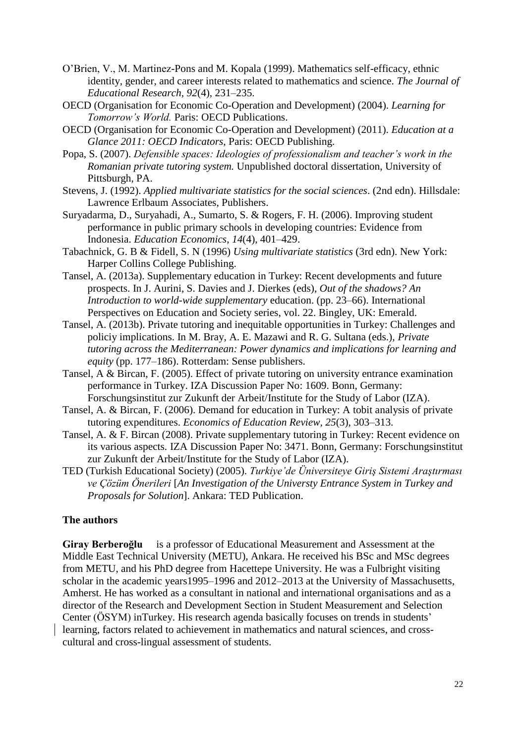O'Brien, V., M. Martinez-Pons and M. Kopala (1999). Mathematics self-efficacy, ethnic identity, gender, and career interests related to mathematics and science. *The Journal of Educational Research, 92*(4), 231–235.

OECD (Organisation for Economic Co-Operation and Development) (2004). *Learning for Tomorrow's World.* Paris: OECD Publications.

OECD (Organisation for Economic Co-Operation and Development) (2011). *Education at a Glance 2011: OECD Indicators*, Paris: OECD Publishing.

Popa, S. (2007). *Defensible spaces: Ideologies of professionalism and teacher's work in the Romanian private tutoring system.* Unpublished doctoral dissertation, University of Pittsburgh, PA.

Stevens, J. (1992). *Applied multivariate statistics for the social sciences*. (2nd edn). Hillsdale: Lawrence Erlbaum Associates, Publishers.

Suryadarma, D., Suryahadi, A., Sumarto, S. & Rogers, F. H. (2006). Improving student performance in public primary schools in developing countries: Evidence from Indonesia. *Education Economics, 14*(4), 401–429.

Tabachnick, G. B & Fidell, S. N (1996) *Using multivariate statistics* (3rd edn). New York: Harper Collins College Publishing.

Tansel, A. (2013a). Supplementary education in Turkey: Recent developments and future prospects. In J. Aurini, S. Davies and J. Dierkes (eds), *Out of the shadows? An Introduction to world-wide supplementary* education. (pp. 23–66). International Perspectives on Education and Society series, vol. 22. Bingley, UK: Emerald.

Tansel, A. (2013b). Private tutoring and inequitable opportunities in Turkey: Challenges and policiy implications. In M. Bray, A. E. Mazawi and R. G. Sultana (eds.), *Private tutoring across the Mediterranean: Power dynamics and implications for learning and equity* (pp. 177–186). Rotterdam: Sense publishers.

Tansel, A & Bircan, F. (2005). Effect of private tutoring on university entrance examination performance in Turkey. IZA Discussion Paper No: 1609. Bonn, Germany: Forschungsinstitut zur Zukunft der Arbeit/Institute for the Study of Labor (IZA).

Tansel, A. & Bircan, F. (2006). Demand for education in Turkey: A tobit analysis of private tutoring expenditures. *Economics of Education Review, 25*(3), 303–313.

Tansel, A. & F. Bircan (2008). Private supplementary tutoring in Turkey: Recent evidence on its various aspects. IZA Discussion Paper No: 3471. Bonn, Germany: Forschungsinstitut zur Zukunft der Arbeit/Institute for the Study of Labor (IZA).

TED (Turkish Educational Society) (2005). *Turkiye'de Üniversiteye Giriş Sistemi Araştırması ve Çözüm Önerileri* [*An Investigation of the Universty Entrance System in Turkey and Proposals for Solution*]. Ankara: TED Publication.

## The authors

**Giray Berberoğlu** is a professor of Educational Measurement and Assessment at the Middle East Technical University (METU), Ankara. He received his BSc and MSc degrees from METU, and his PhD degree from Hacettepe University. He was a Fulbright visiting scholar in the academic years1995–1996 and 2012–2013 at the University of Massachusetts, Amherst. He has worked as a consultant in national and international organisations and as a director of the Research and Development Section in Student Measurement and Selection Center (ÖSYM) inTurkey. His research agenda basically focuses on trends in students' learning, factors related to achievement in mathematics and natural sciences, and cross-cultural and cross-lingual assessment of students.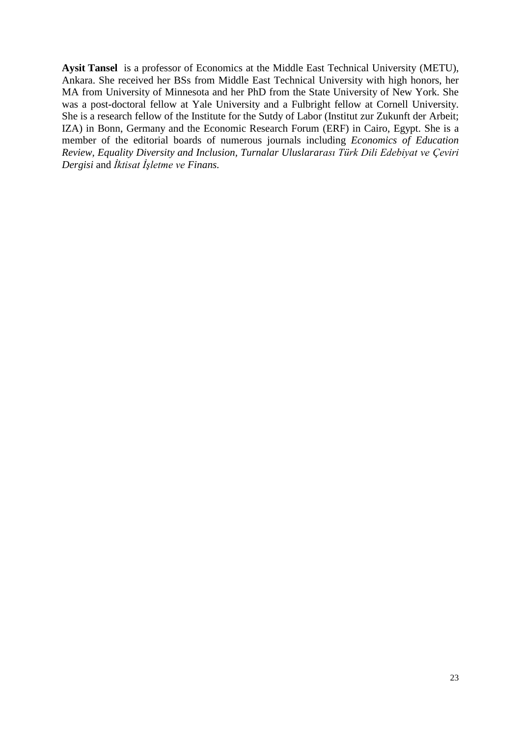**Aysit Tansel** is a professor of Economics at the Middle East Technical University (METU), Ankara. She received her BSs from Middle East Technical University with high honors, her MA from University of Minnesota and her PhD from the State University of New York. She was a post-doctoral fellow at Yale University and a Fulbright fellow at Cornell University. She is a research fellow of the Institute for the Sutdy of Labor (Institut zur Zukunft der Arbeit; IZA) in Bonn, Germany and the Economic Research Forum (ERF) in Cairo, Egypt. She is a member of the editorial boards of numerous journals including *Economics of Education Review*, *Equality Diversity and Inclusion*, *Turnalar Uluslararası Türk Dili Edebiyat ve Çeviri Dergisi* and *İktisat İşletme ve Finans*.